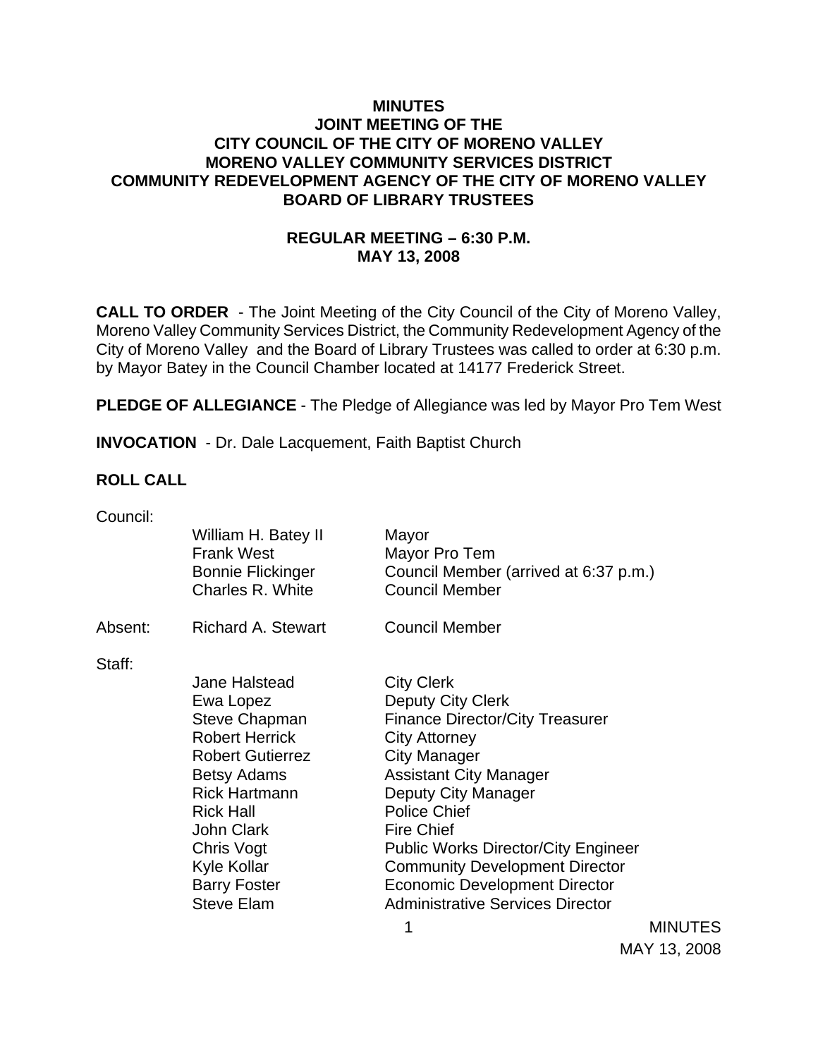# MINUTES
## JOINT MEETING OF THE
## CITY COUNCIL OF THE CITY OF MORENO VALLEY
## MORENO VALLEY COMMUNITY SERVICES DISTRICT
## COMMUNITY REDEVELOPMENT AGENCY OF THE CITY OF MORENO VALLEY
## BOARD OF LIBRARY TRUSTEES

### REGULAR MEETING – 6:30 P.M.
### MAY 13, 2008

**CALL TO ORDER** - The Joint Meeting of the City Council of the City of Moreno Valley, Moreno Valley Community Services District, the Community Redevelopment Agency of the City of Moreno Valley and the Board of Library Trustees was called to order at 6:30 p.m. by Mayor Batey in the Council Chamber located at 14177 Frederick Street.

**PLEDGE OF ALLEGIANCE** - The Pledge of Allegiance was led by Mayor Pro Tem West

**INVOCATION** - Dr. Dale Lacquement, Faith Baptist Church

**ROLL CALL**

| | | |
|---|---|---|
| Council: | | |
| | William H. Batey II | Mayor |
| | Frank West | Mayor Pro Tem |
| | Bonnie Flickinger | Council Member (arrived at 6:37 p.m.) |
| | Charles R. White | Council Member |
| Absent: | Richard A. Stewart | Council Member |
| Staff: | | |
| | Jane Halstead | City Clerk |
| | Ewa Lopez | Deputy City Clerk |
| | Steve Chapman | Finance Director/City Treasurer |
| | Robert Herrick | City Attorney |
| | Robert Gutierrez | City Manager |
| | Betsy Adams | Assistant City Manager |
| | Rick Hartmann | Deputy City Manager |
| | Rick Hall | Police Chief |
| | John Clark | Fire Chief |
| | Chris Vogt | Public Works Director/City Engineer |
| | Kyle Kollar | Community Development Director |
| | Barry Foster | Economic Development Director |
| | Steve Elam | Administrative Services Director |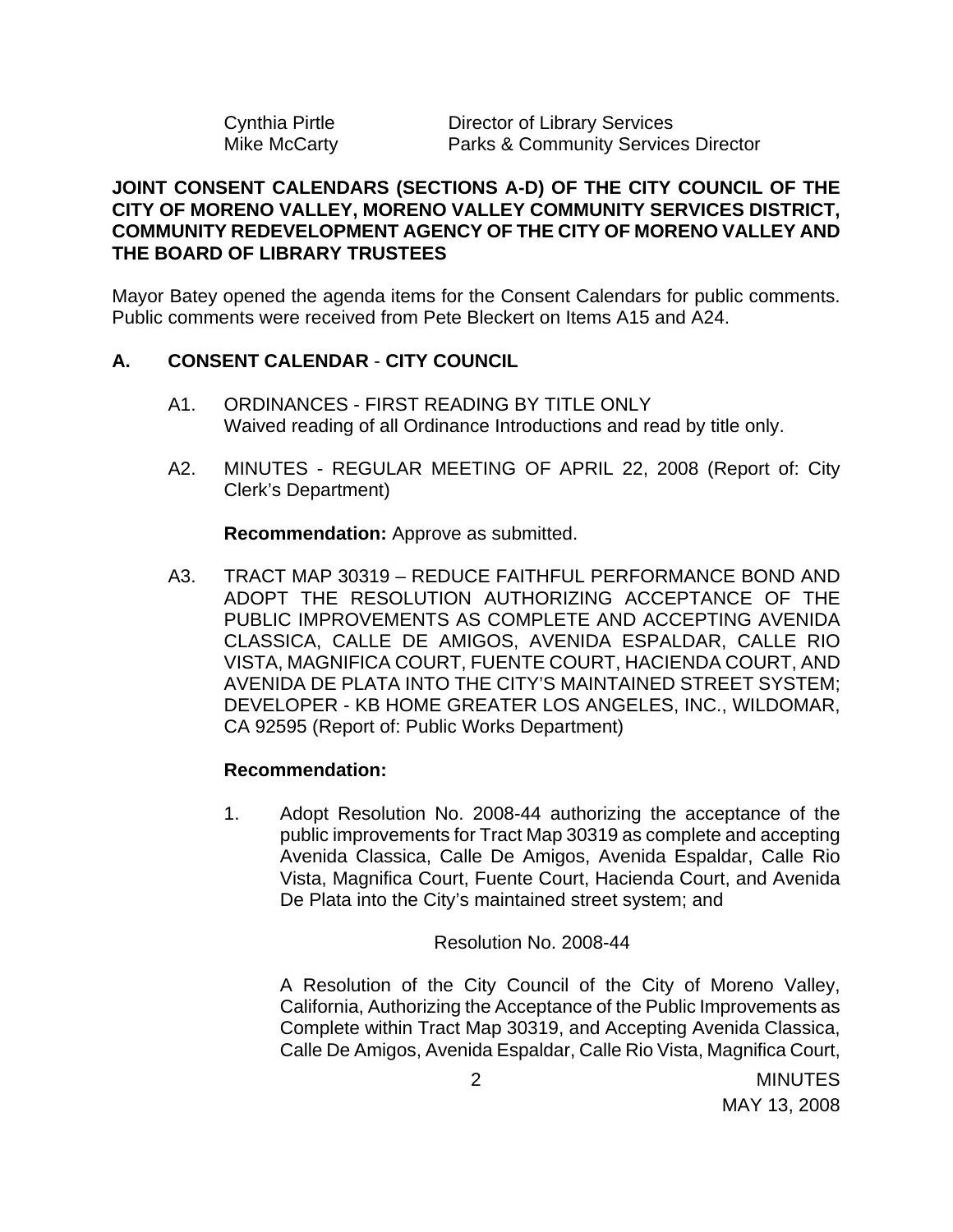| | |
|---|---|
| Cynthia Pirtle | Director of Library Services |
| Mike McCarty | Parks & Community Services Director |

**JOINT CONSENT CALENDARS (SECTIONS A-D) OF THE CITY COUNCIL OF THE CITY OF MORENO VALLEY, MORENO VALLEY COMMUNITY SERVICES DISTRICT, COMMUNITY REDEVELOPMENT AGENCY OF THE CITY OF MORENO VALLEY AND THE BOARD OF LIBRARY TRUSTEES**

Mayor Batey opened the agenda items for the Consent Calendars for public comments. Public comments were received from Pete Bleckert on Items A15 and A24.

## A. CONSENT CALENDAR - CITY COUNCIL

A1. ORDINANCES - FIRST READING BY TITLE ONLY
Waived reading of all Ordinance Introductions and read by title only.

A2. MINUTES - REGULAR MEETING OF APRIL 22, 2008 (Report of: City Clerk's Department)

**Recommendation:** Approve as submitted.

A3. TRACT MAP 30319 – REDUCE FAITHFUL PERFORMANCE BOND AND ADOPT THE RESOLUTION AUTHORIZING ACCEPTANCE OF THE PUBLIC IMPROVEMENTS AS COMPLETE AND ACCEPTING AVENIDA CLASSICA, CALLE DE AMIGOS, AVENIDA ESPALDAR, CALLE RIO VISTA, MAGNIFICA COURT, FUENTE COURT, HACIENDA COURT, AND AVENIDA DE PLATA INTO THE CITY'S MAINTAINED STREET SYSTEM; DEVELOPER - KB HOME GREATER LOS ANGELES, INC., WILDOMAR, CA 92595 (Report of: Public Works Department)

**Recommendation:**

1. Adopt Resolution No. 2008-44 authorizing the acceptance of the public improvements for Tract Map 30319 as complete and accepting Avenida Classica, Calle De Amigos, Avenida Espaldar, Calle Rio Vista, Magnifica Court, Fuente Court, Hacienda Court, and Avenida De Plata into the City's maintained street system; and

Resolution No. 2008-44

A Resolution of the City Council of the City of Moreno Valley, California, Authorizing the Acceptance of the Public Improvements as Complete within Tract Map 30319, and Accepting Avenida Classica, Calle De Amigos, Avenida Espaldar, Calle Rio Vista, Magnifica Court,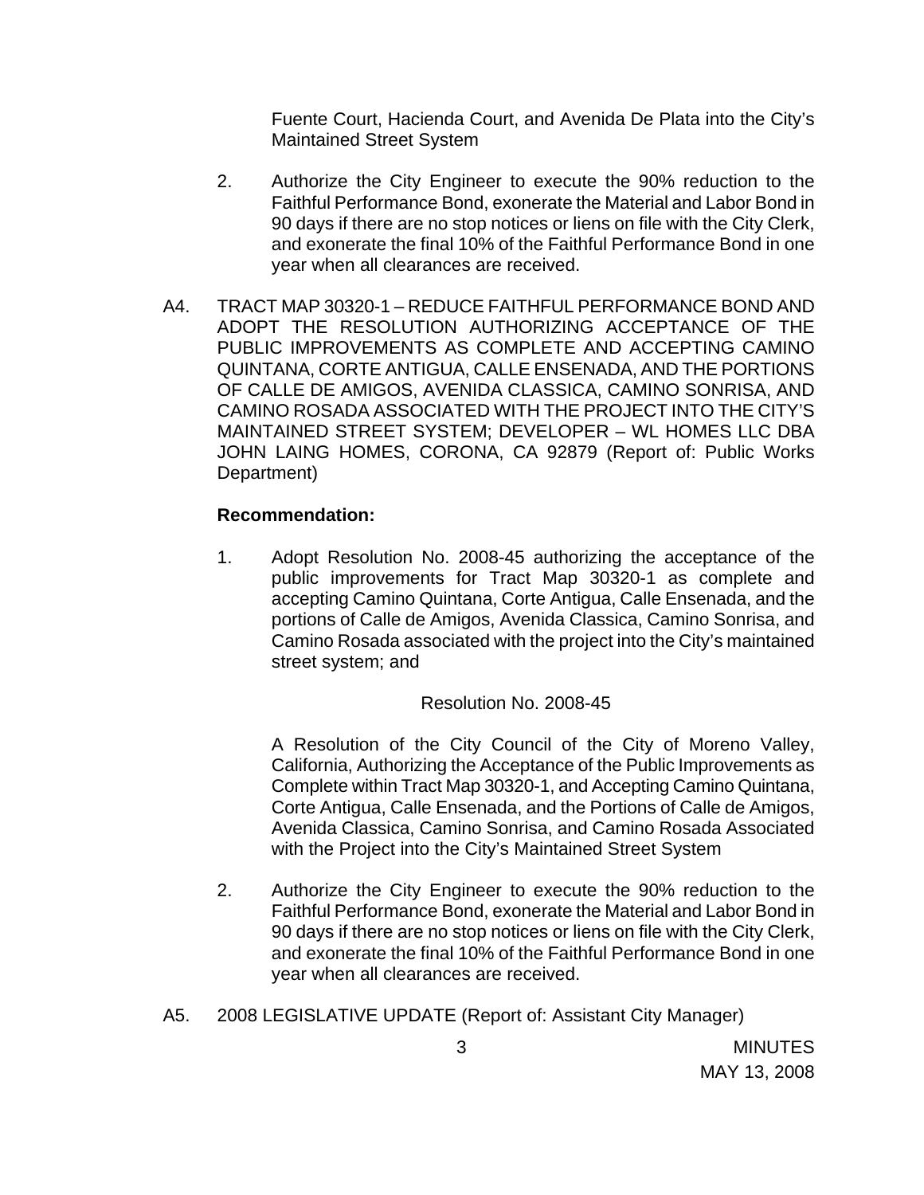Fuente Court, Hacienda Court, and Avenida De Plata into the City's Maintained Street System

2. Authorize the City Engineer to execute the 90% reduction to the Faithful Performance Bond, exonerate the Material and Labor Bond in 90 days if there are no stop notices or liens on file with the City Clerk, and exonerate the final 10% of the Faithful Performance Bond in one year when all clearances are received.

A4. TRACT MAP 30320-1 – REDUCE FAITHFUL PERFORMANCE BOND AND ADOPT THE RESOLUTION AUTHORIZING ACCEPTANCE OF THE PUBLIC IMPROVEMENTS AS COMPLETE AND ACCEPTING CAMINO QUINTANA, CORTE ANTIGUA, CALLE ENSENADA, AND THE PORTIONS OF CALLE DE AMIGOS, AVENIDA CLASSICA, CAMINO SONRISA, AND CAMINO ROSADA ASSOCIATED WITH THE PROJECT INTO THE CITY'S MAINTAINED STREET SYSTEM; DEVELOPER – WL HOMES LLC DBA JOHN LAING HOMES, CORONA, CA 92879 (Report of: Public Works Department)

**Recommendation:**

1. Adopt Resolution No. 2008-45 authorizing the acceptance of the public improvements for Tract Map 30320-1 as complete and accepting Camino Quintana, Corte Antigua, Calle Ensenada, and the portions of Calle de Amigos, Avenida Classica, Camino Sonrisa, and Camino Rosada associated with the project into the City's maintained street system; and

Resolution No. 2008-45

A Resolution of the City Council of the City of Moreno Valley, California, Authorizing the Acceptance of the Public Improvements as Complete within Tract Map 30320-1, and Accepting Camino Quintana, Corte Antigua, Calle Ensenada, and the Portions of Calle de Amigos, Avenida Classica, Camino Sonrisa, and Camino Rosada Associated with the Project into the City's Maintained Street System

2. Authorize the City Engineer to execute the 90% reduction to the Faithful Performance Bond, exonerate the Material and Labor Bond in 90 days if there are no stop notices or liens on file with the City Clerk, and exonerate the final 10% of the Faithful Performance Bond in one year when all clearances are received.

A5. 2008 LEGISLATIVE UPDATE (Report of: Assistant City Manager)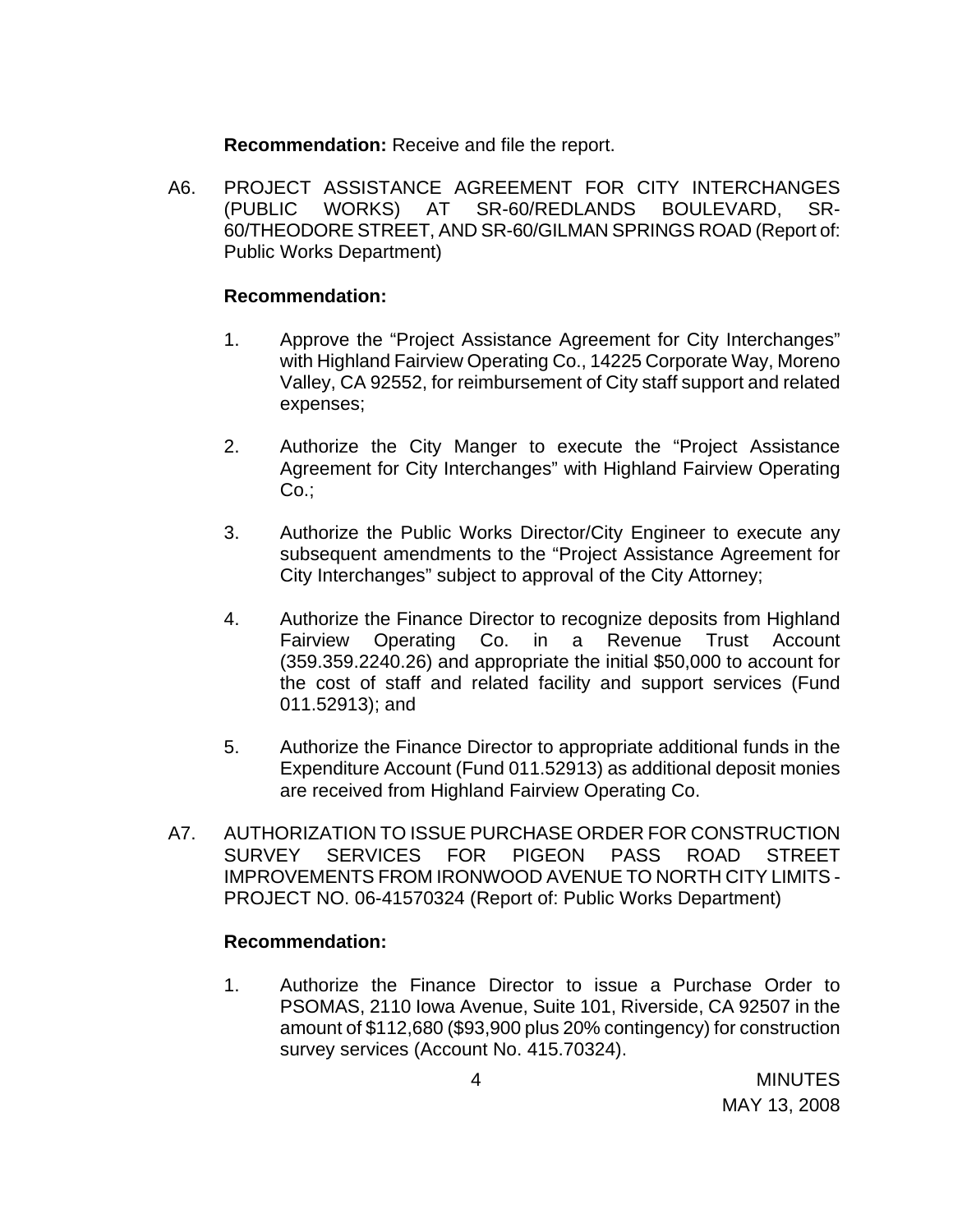**Recommendation:** Receive and file the report.

A6. PROJECT ASSISTANCE AGREEMENT FOR CITY INTERCHANGES (PUBLIC WORKS) AT SR-60/REDLANDS BOULEVARD, SR-60/THEODORE STREET, AND SR-60/GILMAN SPRINGS ROAD (Report of: Public Works Department)

**Recommendation:**

1. Approve the "Project Assistance Agreement for City Interchanges" with Highland Fairview Operating Co., 14225 Corporate Way, Moreno Valley, CA 92552, for reimbursement of City staff support and related expenses;

2. Authorize the City Manger to execute the "Project Assistance Agreement for City Interchanges" with Highland Fairview Operating Co.;

3. Authorize the Public Works Director/City Engineer to execute any subsequent amendments to the "Project Assistance Agreement for City Interchanges" subject to approval of the City Attorney;

4. Authorize the Finance Director to recognize deposits from Highland Fairview Operating Co. in a Revenue Trust Account (359.359.2240.26) and appropriate the initial $50,000 to account for the cost of staff and related facility and support services (Fund 011.52913); and

5. Authorize the Finance Director to appropriate additional funds in the Expenditure Account (Fund 011.52913) as additional deposit monies are received from Highland Fairview Operating Co.

A7. AUTHORIZATION TO ISSUE PURCHASE ORDER FOR CONSTRUCTION SURVEY SERVICES FOR PIGEON PASS ROAD STREET IMPROVEMENTS FROM IRONWOOD AVENUE TO NORTH CITY LIMITS - PROJECT NO. 06-41570324 (Report of: Public Works Department)

**Recommendation:**

1. Authorize the Finance Director to issue a Purchase Order to PSOMAS, 2110 Iowa Avenue, Suite 101, Riverside, CA 92507 in the amount of $112,680 ($93,900 plus 20% contingency) for construction survey services (Account No. 415.70324).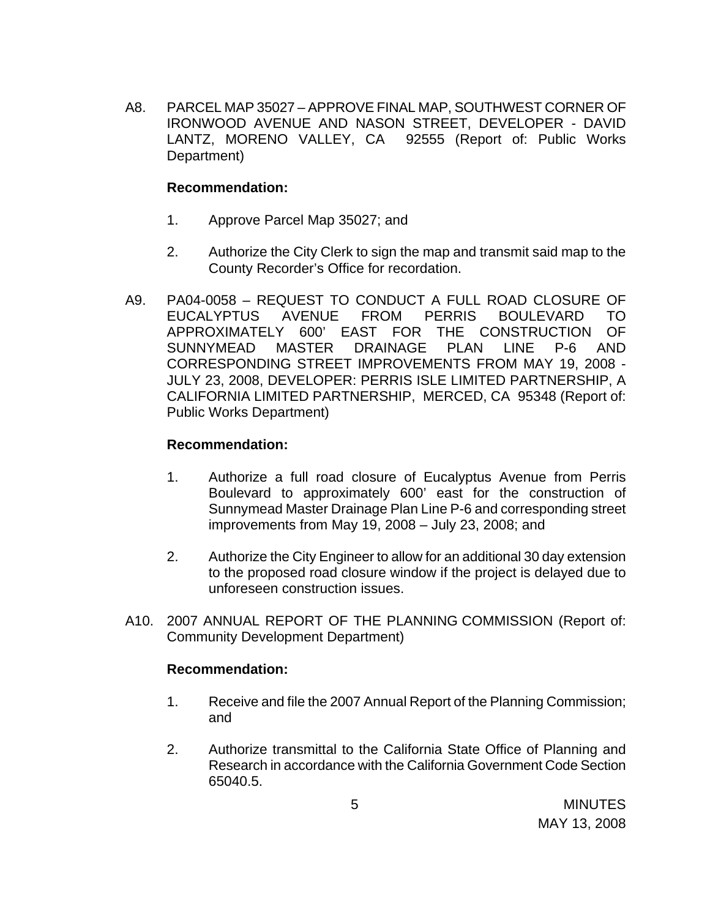A8. PARCEL MAP 35027 – APPROVE FINAL MAP, SOUTHWEST CORNER OF IRONWOOD AVENUE AND NASON STREET, DEVELOPER - DAVID LANTZ, MORENO VALLEY, CA 92555 (Report of: Public Works Department)

**Recommendation:**

1. Approve Parcel Map 35027; and

2. Authorize the City Clerk to sign the map and transmit said map to the County Recorder's Office for recordation.

A9. PA04-0058 – REQUEST TO CONDUCT A FULL ROAD CLOSURE OF EUCALYPTUS AVENUE FROM PERRIS BOULEVARD TO APPROXIMATELY 600' EAST FOR THE CONSTRUCTION OF SUNNYMEAD MASTER DRAINAGE PLAN LINE P-6 AND CORRESPONDING STREET IMPROVEMENTS FROM MAY 19, 2008 - JULY 23, 2008, DEVELOPER: PERRIS ISLE LIMITED PARTNERSHIP, A CALIFORNIA LIMITED PARTNERSHIP, MERCED, CA 95348 (Report of: Public Works Department)

**Recommendation:**

1. Authorize a full road closure of Eucalyptus Avenue from Perris Boulevard to approximately 600' east for the construction of Sunnymead Master Drainage Plan Line P-6 and corresponding street improvements from May 19, 2008 – July 23, 2008; and

2. Authorize the City Engineer to allow for an additional 30 day extension to the proposed road closure window if the project is delayed due to unforeseen construction issues.

A10. 2007 ANNUAL REPORT OF THE PLANNING COMMISSION (Report of: Community Development Department)

**Recommendation:**

1. Receive and file the 2007 Annual Report of the Planning Commission; and

2. Authorize transmittal to the California State Office of Planning and Research in accordance with the California Government Code Section 65040.5.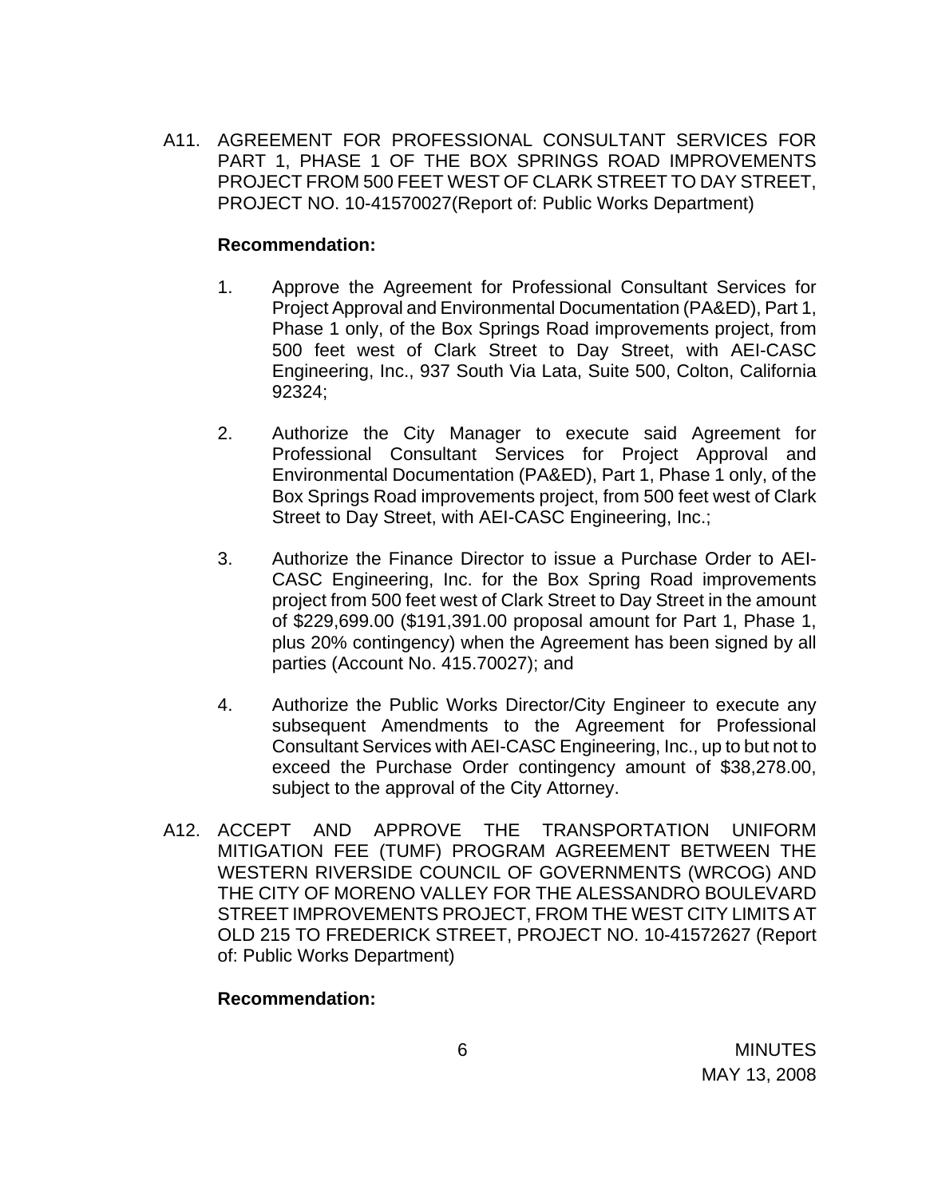A11. AGREEMENT FOR PROFESSIONAL CONSULTANT SERVICES FOR PART 1, PHASE 1 OF THE BOX SPRINGS ROAD IMPROVEMENTS PROJECT FROM 500 FEET WEST OF CLARK STREET TO DAY STREET, PROJECT NO. 10-41570027(Report of: Public Works Department)

**Recommendation:**

1. Approve the Agreement for Professional Consultant Services for Project Approval and Environmental Documentation (PA&ED), Part 1, Phase 1 only, of the Box Springs Road improvements project, from 500 feet west of Clark Street to Day Street, with AEI-CASC Engineering, Inc., 937 South Via Lata, Suite 500, Colton, California 92324;

2. Authorize the City Manager to execute said Agreement for Professional Consultant Services for Project Approval and Environmental Documentation (PA&ED), Part 1, Phase 1 only, of the Box Springs Road improvements project, from 500 feet west of Clark Street to Day Street, with AEI-CASC Engineering, Inc.;

3. Authorize the Finance Director to issue a Purchase Order to AEI-CASC Engineering, Inc. for the Box Spring Road improvements project from 500 feet west of Clark Street to Day Street in the amount of $229,699.00 ($191,391.00 proposal amount for Part 1, Phase 1, plus 20% contingency) when the Agreement has been signed by all parties (Account No. 415.70027); and

4. Authorize the Public Works Director/City Engineer to execute any subsequent Amendments to the Agreement for Professional Consultant Services with AEI-CASC Engineering, Inc., up to but not to exceed the Purchase Order contingency amount of $38,278.00, subject to the approval of the City Attorney.

A12. ACCEPT AND APPROVE THE TRANSPORTATION UNIFORM MITIGATION FEE (TUMF) PROGRAM AGREEMENT BETWEEN THE WESTERN RIVERSIDE COUNCIL OF GOVERNMENTS (WRCOG) AND THE CITY OF MORENO VALLEY FOR THE ALESSANDRO BOULEVARD STREET IMPROVEMENTS PROJECT, FROM THE WEST CITY LIMITS AT OLD 215 TO FREDERICK STREET, PROJECT NO. 10-41572627 (Report of: Public Works Department)

**Recommendation:**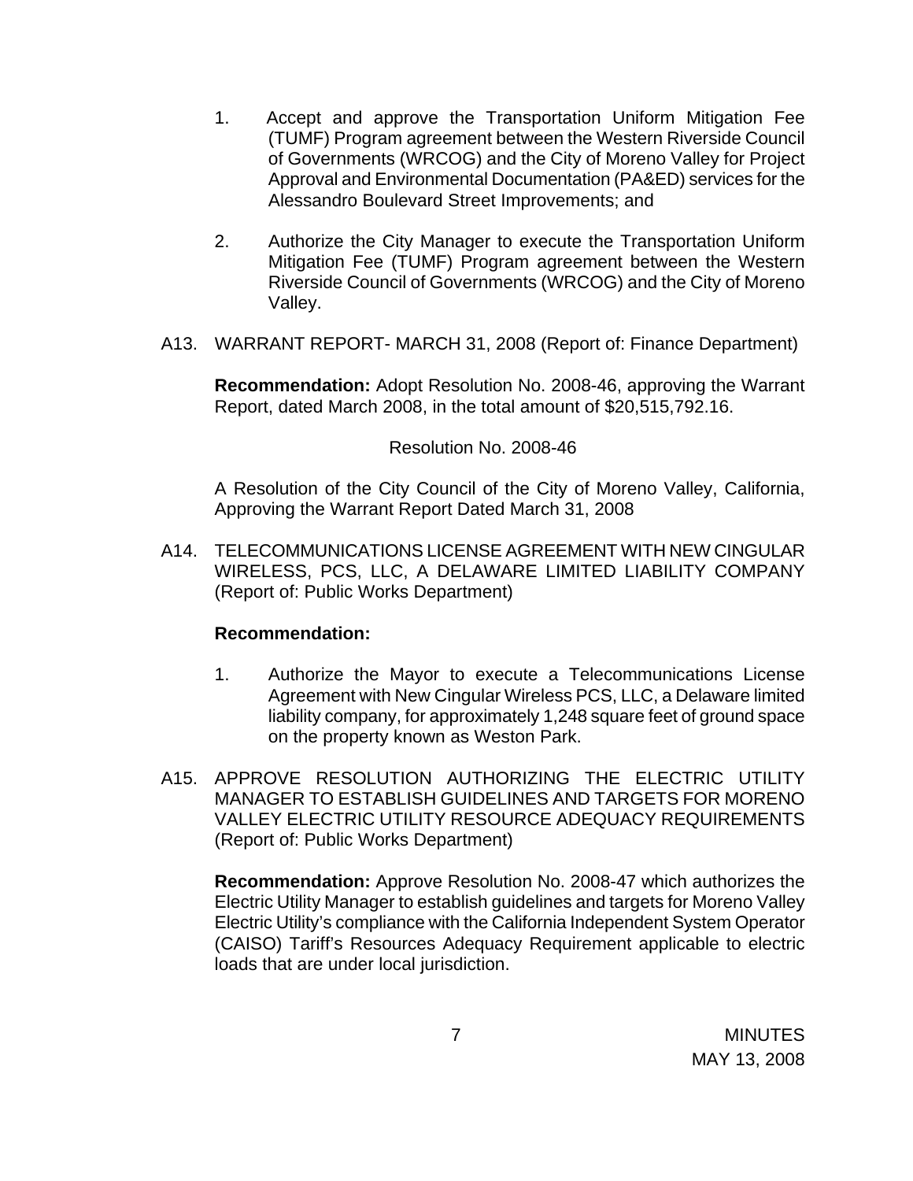1. Accept and approve the Transportation Uniform Mitigation Fee (TUMF) Program agreement between the Western Riverside Council of Governments (WRCOG) and the City of Moreno Valley for Project Approval and Environmental Documentation (PA&ED) services for the Alessandro Boulevard Street Improvements; and

2. Authorize the City Manager to execute the Transportation Uniform Mitigation Fee (TUMF) Program agreement between the Western Riverside Council of Governments (WRCOG) and the City of Moreno Valley.

A13. WARRANT REPORT- MARCH 31, 2008 (Report of: Finance Department)

**Recommendation:** Adopt Resolution No. 2008-46, approving the Warrant Report, dated March 2008, in the total amount of $20,515,792.16.

Resolution No. 2008-46

A Resolution of the City Council of the City of Moreno Valley, California, Approving the Warrant Report Dated March 31, 2008

A14. TELECOMMUNICATIONS LICENSE AGREEMENT WITH NEW CINGULAR WIRELESS, PCS, LLC, A DELAWARE LIMITED LIABILITY COMPANY (Report of: Public Works Department)

**Recommendation:**

1. Authorize the Mayor to execute a Telecommunications License Agreement with New Cingular Wireless PCS, LLC, a Delaware limited liability company, for approximately 1,248 square feet of ground space on the property known as Weston Park.

A15. APPROVE RESOLUTION AUTHORIZING THE ELECTRIC UTILITY MANAGER TO ESTABLISH GUIDELINES AND TARGETS FOR MORENO VALLEY ELECTRIC UTILITY RESOURCE ADEQUACY REQUIREMENTS (Report of: Public Works Department)

**Recommendation:** Approve Resolution No. 2008-47 which authorizes the Electric Utility Manager to establish guidelines and targets for Moreno Valley Electric Utility's compliance with the California Independent System Operator (CAISO) Tariff's Resources Adequacy Requirement applicable to electric loads that are under local jurisdiction.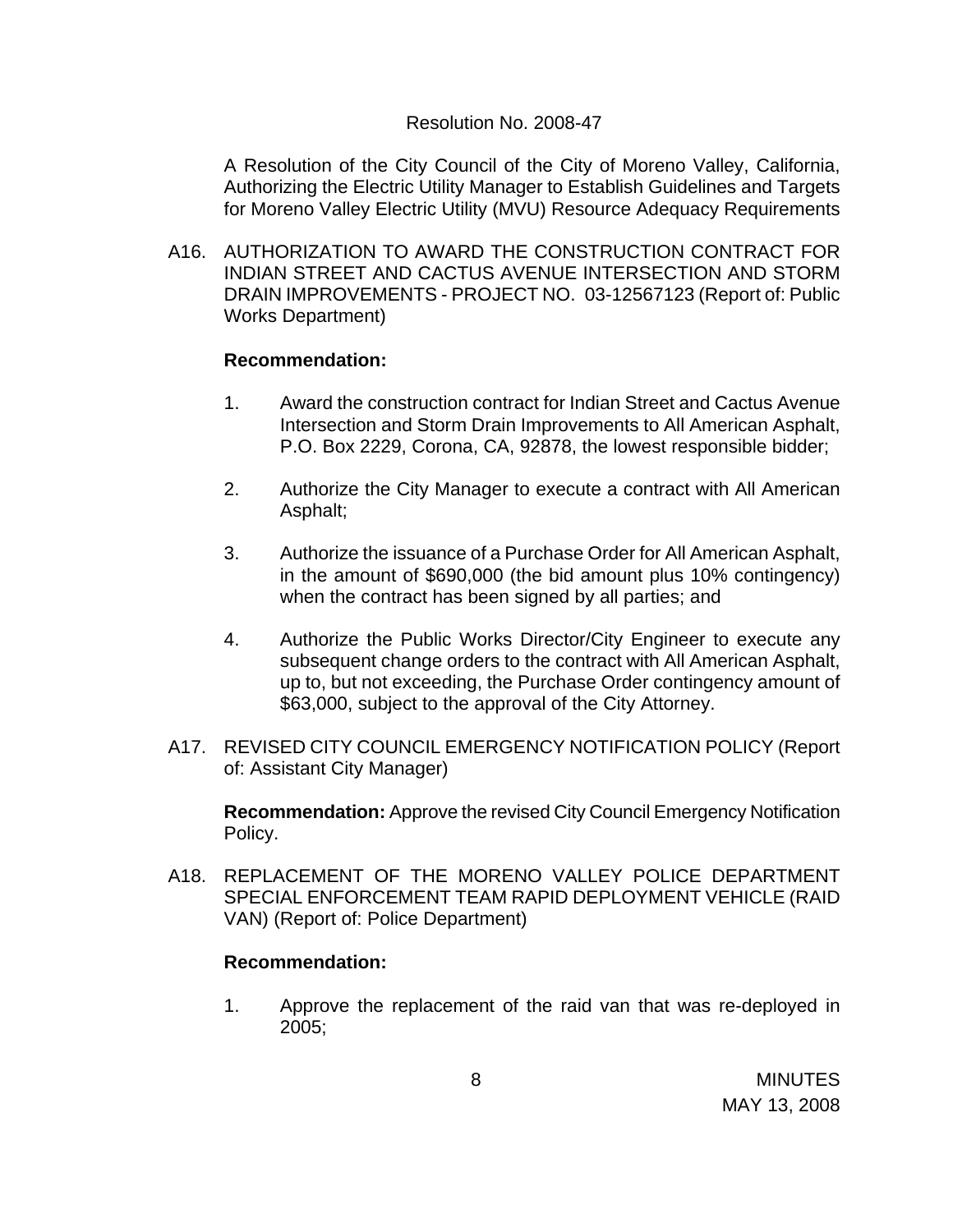Resolution No. 2008-47

A Resolution of the City Council of the City of Moreno Valley, California, Authorizing the Electric Utility Manager to Establish Guidelines and Targets for Moreno Valley Electric Utility (MVU) Resource Adequacy Requirements

A16. AUTHORIZATION TO AWARD THE CONSTRUCTION CONTRACT FOR INDIAN STREET AND CACTUS AVENUE INTERSECTION AND STORM DRAIN IMPROVEMENTS - PROJECT NO. 03-12567123 (Report of: Public Works Department)

**Recommendation:**

1. Award the construction contract for Indian Street and Cactus Avenue Intersection and Storm Drain Improvements to All American Asphalt, P.O. Box 2229, Corona, CA, 92878, the lowest responsible bidder;

2. Authorize the City Manager to execute a contract with All American Asphalt;

3. Authorize the issuance of a Purchase Order for All American Asphalt, in the amount of $690,000 (the bid amount plus 10% contingency) when the contract has been signed by all parties; and

4. Authorize the Public Works Director/City Engineer to execute any subsequent change orders to the contract with All American Asphalt, up to, but not exceeding, the Purchase Order contingency amount of $63,000, subject to the approval of the City Attorney.

A17. REVISED CITY COUNCIL EMERGENCY NOTIFICATION POLICY (Report of: Assistant City Manager)

**Recommendation:** Approve the revised City Council Emergency Notification Policy.

A18. REPLACEMENT OF THE MORENO VALLEY POLICE DEPARTMENT SPECIAL ENFORCEMENT TEAM RAPID DEPLOYMENT VEHICLE (RAID VAN) (Report of: Police Department)

**Recommendation:**

1. Approve the replacement of the raid van that was re-deployed in 2005;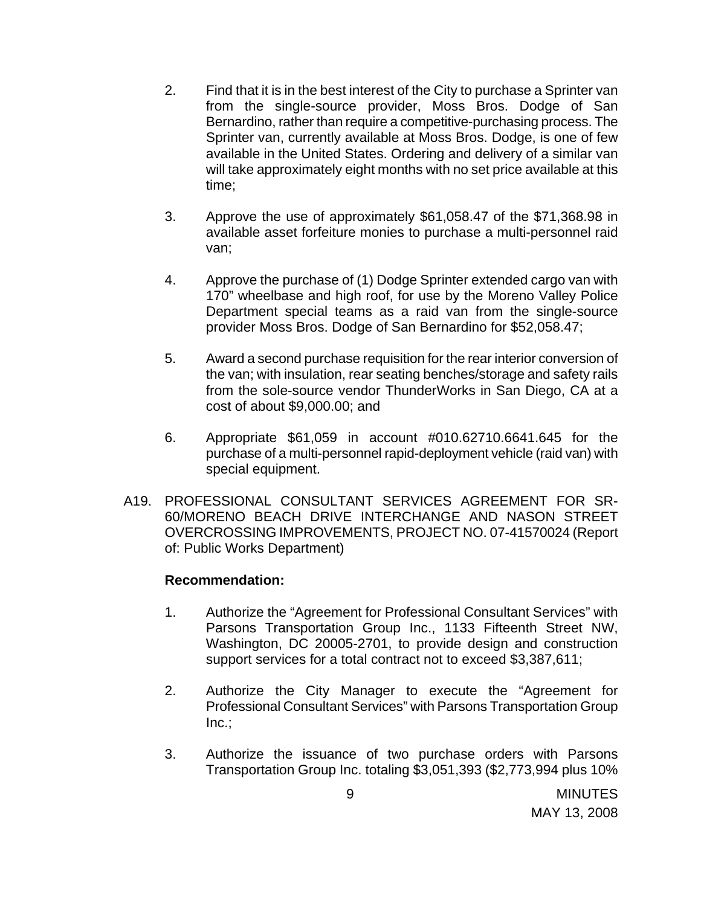2. Find that it is in the best interest of the City to purchase a Sprinter van from the single-source provider, Moss Bros. Dodge of San Bernardino, rather than require a competitive-purchasing process. The Sprinter van, currently available at Moss Bros. Dodge, is one of few available in the United States. Ordering and delivery of a similar van will take approximately eight months with no set price available at this time;

3. Approve the use of approximately $61,058.47 of the $71,368.98 in available asset forfeiture monies to purchase a multi-personnel raid van;

4. Approve the purchase of (1) Dodge Sprinter extended cargo van with 170" wheelbase and high roof, for use by the Moreno Valley Police Department special teams as a raid van from the single-source provider Moss Bros. Dodge of San Bernardino for $52,058.47;

5. Award a second purchase requisition for the rear interior conversion of the van; with insulation, rear seating benches/storage and safety rails from the sole-source vendor ThunderWorks in San Diego, CA at a cost of about $9,000.00; and

6. Appropriate $61,059 in account #010.62710.6641.645 for the purchase of a multi-personnel rapid-deployment vehicle (raid van) with special equipment.

A19. PROFESSIONAL CONSULTANT SERVICES AGREEMENT FOR SR-60/MORENO BEACH DRIVE INTERCHANGE AND NASON STREET OVERCROSSING IMPROVEMENTS, PROJECT NO. 07-41570024 (Report of: Public Works Department)

**Recommendation:**

1. Authorize the "Agreement for Professional Consultant Services" with Parsons Transportation Group Inc., 1133 Fifteenth Street NW, Washington, DC 20005-2701, to provide design and construction support services for a total contract not to exceed $3,387,611;

2. Authorize the City Manager to execute the "Agreement for Professional Consultant Services" with Parsons Transportation Group Inc.;

3. Authorize the issuance of two purchase orders with Parsons Transportation Group Inc. totaling $3,051,393 ($2,773,994 plus 10%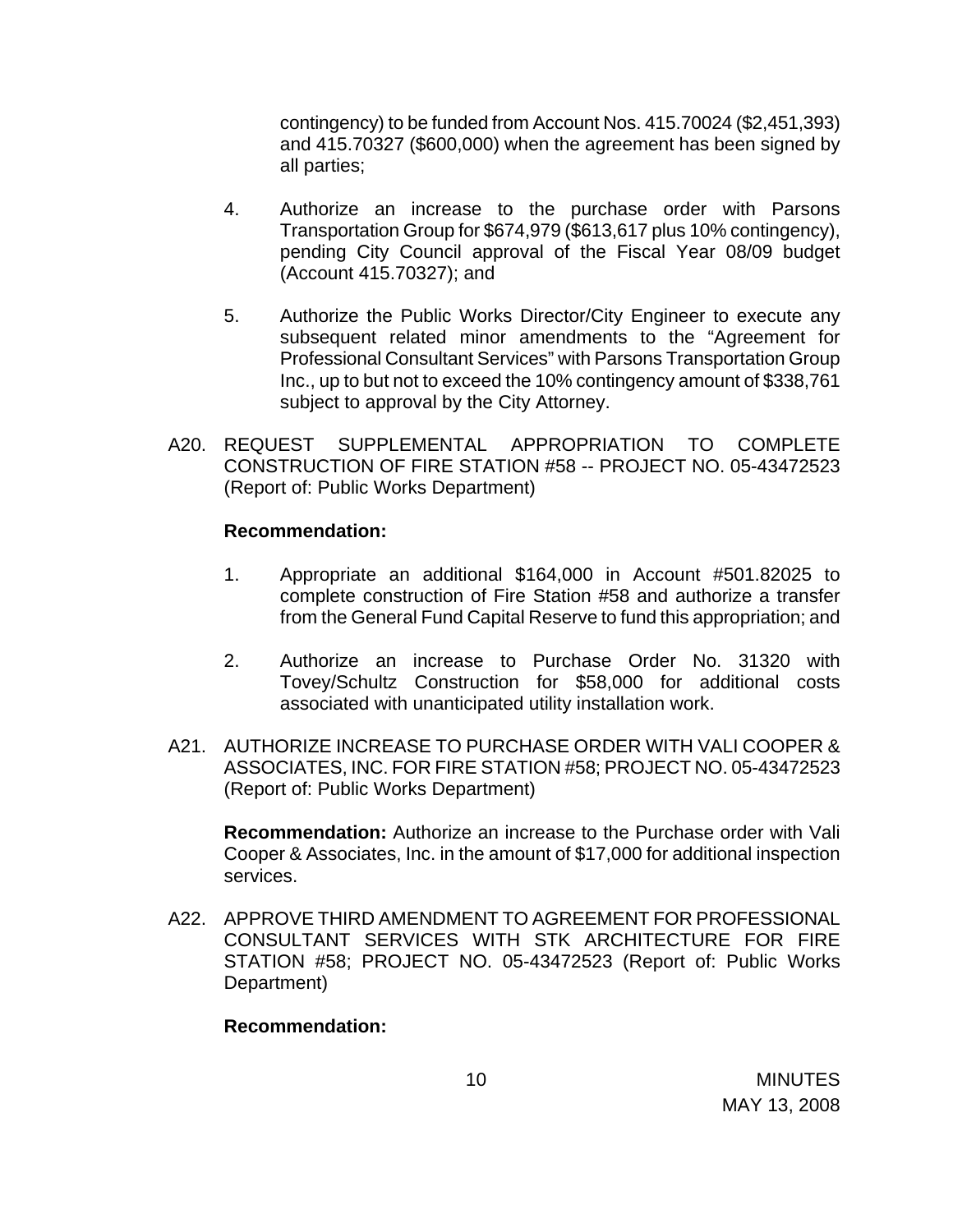contingency) to be funded from Account Nos. 415.70024 ($2,451,393) and 415.70327 ($600,000) when the agreement has been signed by all parties;

4. Authorize an increase to the purchase order with Parsons Transportation Group for $674,979 ($613,617 plus 10% contingency), pending City Council approval of the Fiscal Year 08/09 budget (Account 415.70327); and

5. Authorize the Public Works Director/City Engineer to execute any subsequent related minor amendments to the "Agreement for Professional Consultant Services" with Parsons Transportation Group Inc., up to but not to exceed the 10% contingency amount of $338,761 subject to approval by the City Attorney.

A20. REQUEST SUPPLEMENTAL APPROPRIATION TO COMPLETE CONSTRUCTION OF FIRE STATION #58 -- PROJECT NO. 05-43472523 (Report of: Public Works Department)

**Recommendation:**

1. Appropriate an additional $164,000 in Account #501.82025 to complete construction of Fire Station #58 and authorize a transfer from the General Fund Capital Reserve to fund this appropriation; and

2. Authorize an increase to Purchase Order No. 31320 with Tovey/Schultz Construction for $58,000 for additional costs associated with unanticipated utility installation work.

A21. AUTHORIZE INCREASE TO PURCHASE ORDER WITH VALI COOPER & ASSOCIATES, INC. FOR FIRE STATION #58; PROJECT NO. 05-43472523 (Report of: Public Works Department)

**Recommendation:** Authorize an increase to the Purchase order with Vali Cooper & Associates, Inc. in the amount of $17,000 for additional inspection services.

A22. APPROVE THIRD AMENDMENT TO AGREEMENT FOR PROFESSIONAL CONSULTANT SERVICES WITH STK ARCHITECTURE FOR FIRE STATION #58; PROJECT NO. 05-43472523 (Report of: Public Works Department)

**Recommendation:**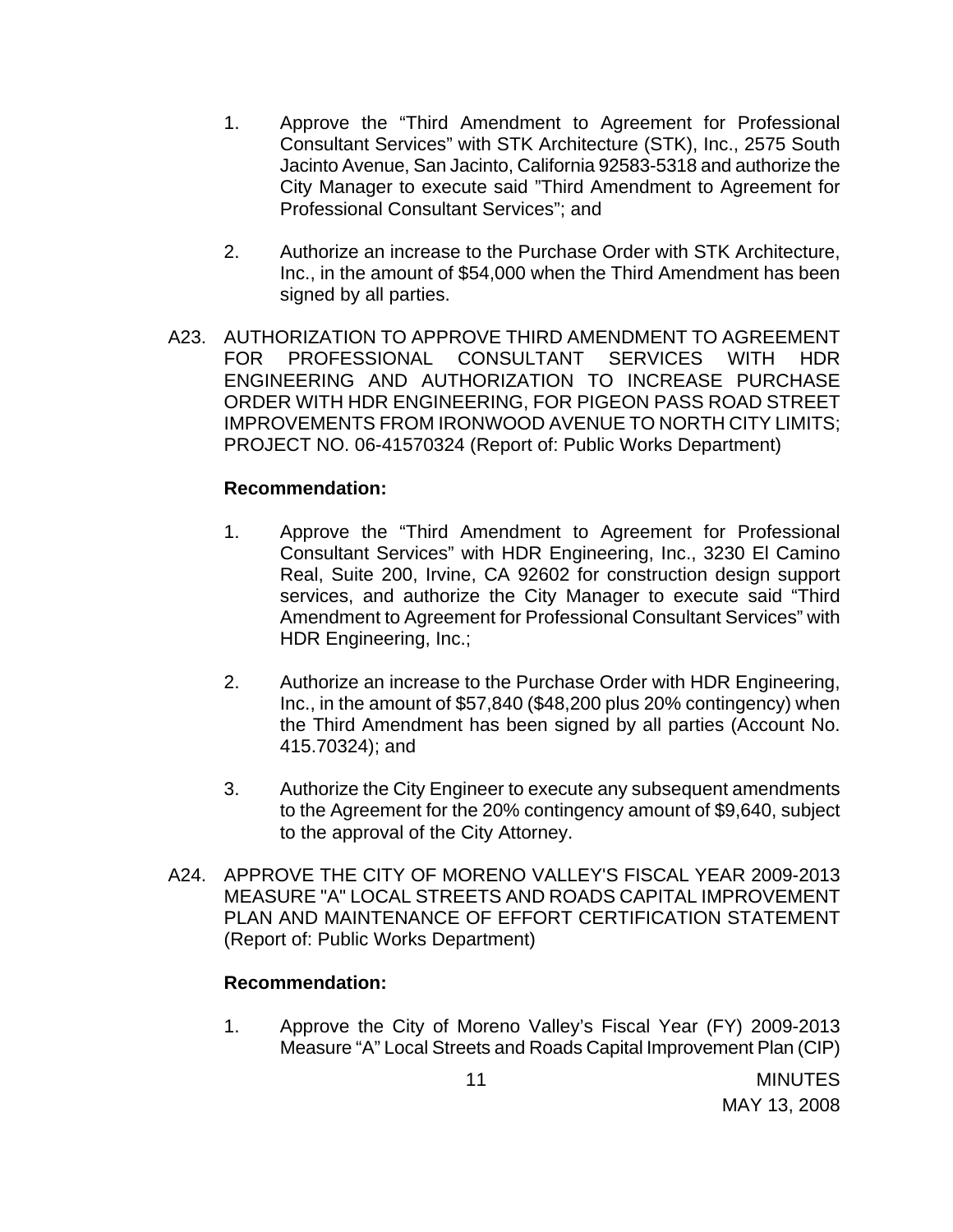1. Approve the "Third Amendment to Agreement for Professional Consultant Services" with STK Architecture (STK), Inc., 2575 South Jacinto Avenue, San Jacinto, California 92583-5318 and authorize the City Manager to execute said "Third Amendment to Agreement for Professional Consultant Services"; and

2. Authorize an increase to the Purchase Order with STK Architecture, Inc., in the amount of $54,000 when the Third Amendment has been signed by all parties.

A23. AUTHORIZATION TO APPROVE THIRD AMENDMENT TO AGREEMENT FOR PROFESSIONAL CONSULTANT SERVICES WITH HDR ENGINEERING AND AUTHORIZATION TO INCREASE PURCHASE ORDER WITH HDR ENGINEERING, FOR PIGEON PASS ROAD STREET IMPROVEMENTS FROM IRONWOOD AVENUE TO NORTH CITY LIMITS; PROJECT NO. 06-41570324 (Report of: Public Works Department)

**Recommendation:**

1. Approve the "Third Amendment to Agreement for Professional Consultant Services" with HDR Engineering, Inc., 3230 El Camino Real, Suite 200, Irvine, CA 92602 for construction design support services, and authorize the City Manager to execute said "Third Amendment to Agreement for Professional Consultant Services" with HDR Engineering, Inc.;

2. Authorize an increase to the Purchase Order with HDR Engineering, Inc., in the amount of $57,840 ($48,200 plus 20% contingency) when the Third Amendment has been signed by all parties (Account No. 415.70324); and

3. Authorize the City Engineer to execute any subsequent amendments to the Agreement for the 20% contingency amount of $9,640, subject to the approval of the City Attorney.

A24. APPROVE THE CITY OF MORENO VALLEY'S FISCAL YEAR 2009-2013 MEASURE "A" LOCAL STREETS AND ROADS CAPITAL IMPROVEMENT PLAN AND MAINTENANCE OF EFFORT CERTIFICATION STATEMENT (Report of: Public Works Department)

**Recommendation:**

1. Approve the City of Moreno Valley's Fiscal Year (FY) 2009-2013 Measure "A" Local Streets and Roads Capital Improvement Plan (CIP)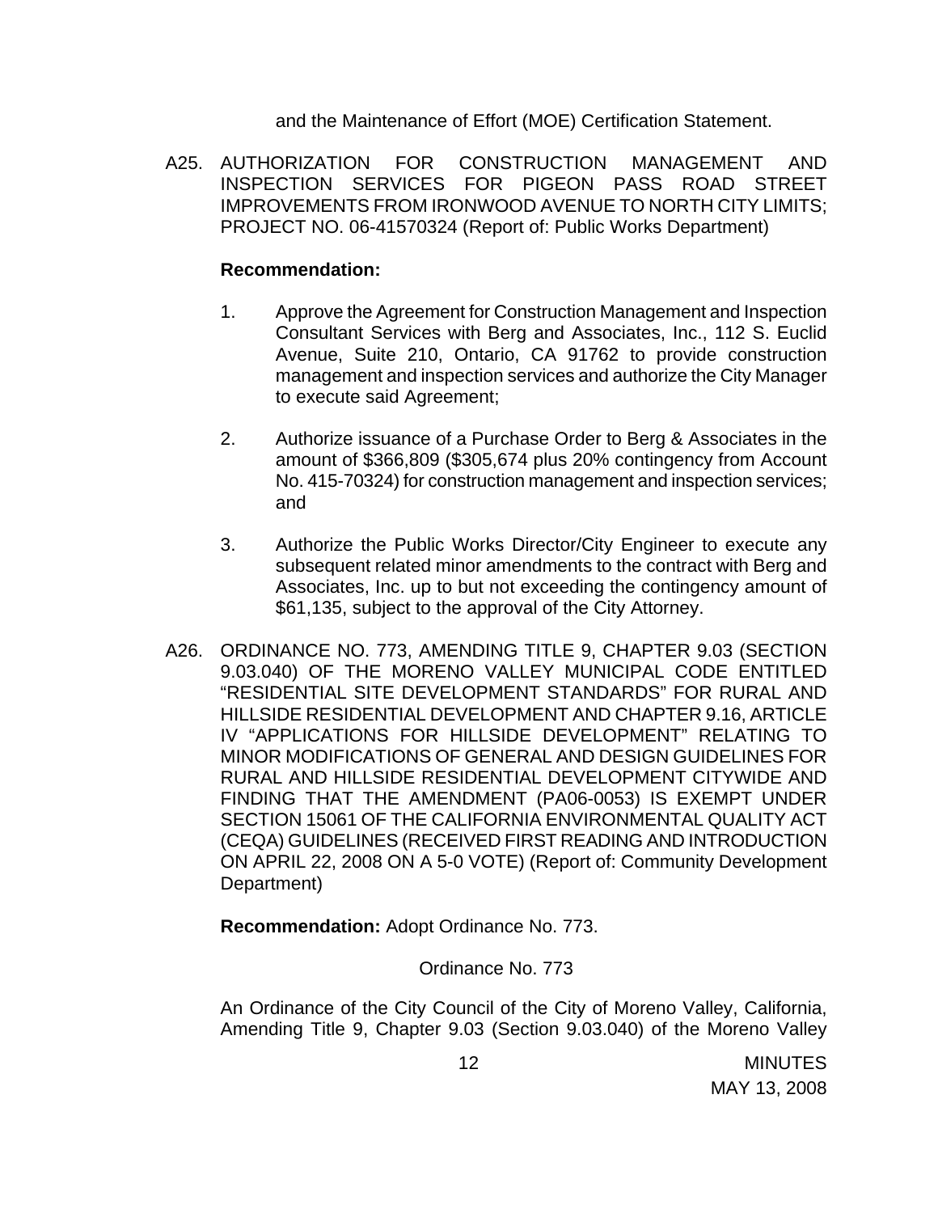and the Maintenance of Effort (MOE) Certification Statement.

A25. AUTHORIZATION FOR CONSTRUCTION MANAGEMENT AND INSPECTION SERVICES FOR PIGEON PASS ROAD STREET IMPROVEMENTS FROM IRONWOOD AVENUE TO NORTH CITY LIMITS; PROJECT NO. 06-41570324 (Report of: Public Works Department)

**Recommendation:**

1. Approve the Agreement for Construction Management and Inspection Consultant Services with Berg and Associates, Inc., 112 S. Euclid Avenue, Suite 210, Ontario, CA 91762 to provide construction management and inspection services and authorize the City Manager to execute said Agreement;

2. Authorize issuance of a Purchase Order to Berg & Associates in the amount of $366,809 ($305,674 plus 20% contingency from Account No. 415-70324) for construction management and inspection services; and

3. Authorize the Public Works Director/City Engineer to execute any subsequent related minor amendments to the contract with Berg and Associates, Inc. up to but not exceeding the contingency amount of $61,135, subject to the approval of the City Attorney.

A26. ORDINANCE NO. 773, AMENDING TITLE 9, CHAPTER 9.03 (SECTION 9.03.040) OF THE MORENO VALLEY MUNICIPAL CODE ENTITLED "RESIDENTIAL SITE DEVELOPMENT STANDARDS" FOR RURAL AND HILLSIDE RESIDENTIAL DEVELOPMENT AND CHAPTER 9.16, ARTICLE IV "APPLICATIONS FOR HILLSIDE DEVELOPMENT" RELATING TO MINOR MODIFICATIONS OF GENERAL AND DESIGN GUIDELINES FOR RURAL AND HILLSIDE RESIDENTIAL DEVELOPMENT CITYWIDE AND FINDING THAT THE AMENDMENT (PA06-0053) IS EXEMPT UNDER SECTION 15061 OF THE CALIFORNIA ENVIRONMENTAL QUALITY ACT (CEQA) GUIDELINES (RECEIVED FIRST READING AND INTRODUCTION ON APRIL 22, 2008 ON A 5-0 VOTE) (Report of: Community Development Department)

**Recommendation:** Adopt Ordinance No. 773.

Ordinance No. 773

An Ordinance of the City Council of the City of Moreno Valley, California, Amending Title 9, Chapter 9.03 (Section 9.03.040) of the Moreno Valley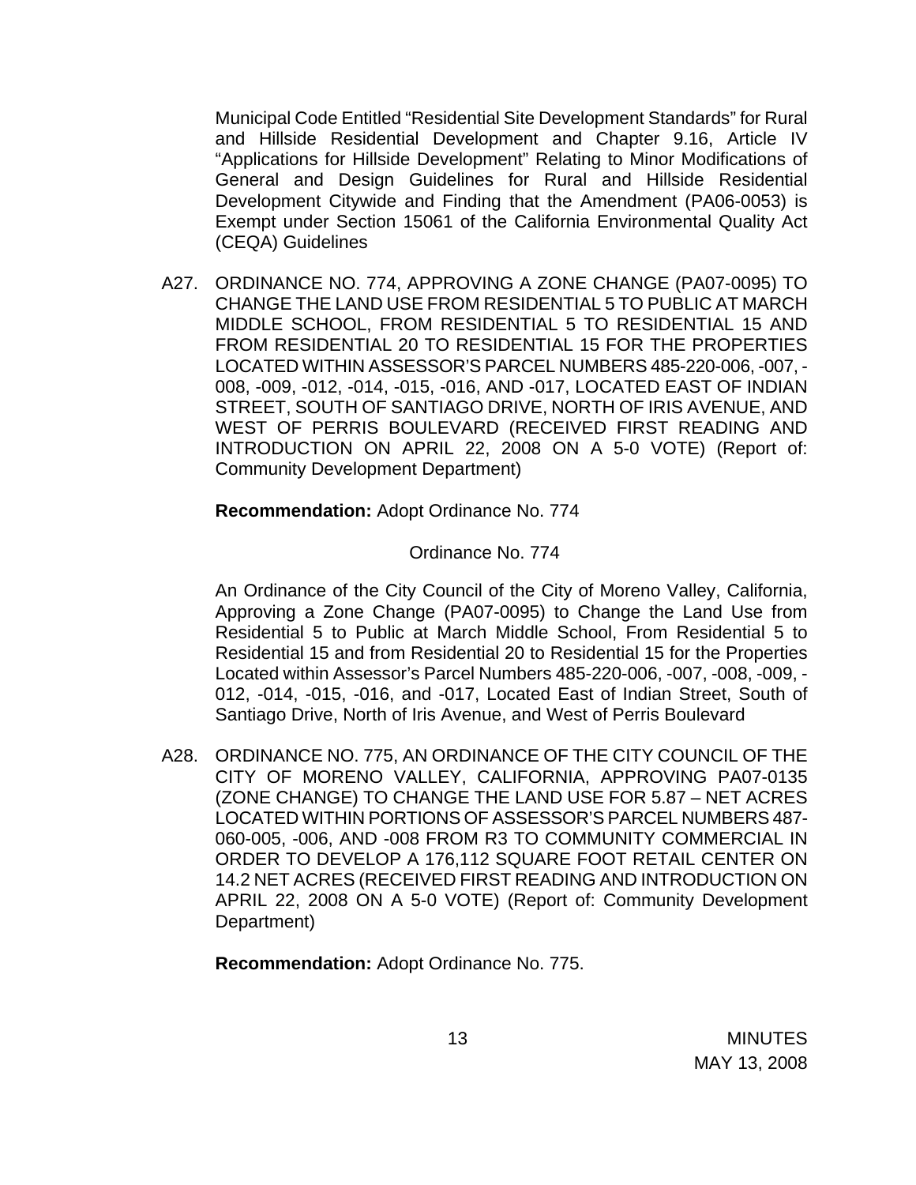Municipal Code Entitled "Residential Site Development Standards" for Rural and Hillside Residential Development and Chapter 9.16, Article IV "Applications for Hillside Development" Relating to Minor Modifications of General and Design Guidelines for Rural and Hillside Residential Development Citywide and Finding that the Amendment (PA06-0053) is Exempt under Section 15061 of the California Environmental Quality Act (CEQA) Guidelines

A27. ORDINANCE NO. 774, APPROVING A ZONE CHANGE (PA07-0095) TO CHANGE THE LAND USE FROM RESIDENTIAL 5 TO PUBLIC AT MARCH MIDDLE SCHOOL, FROM RESIDENTIAL 5 TO RESIDENTIAL 15 AND FROM RESIDENTIAL 20 TO RESIDENTIAL 15 FOR THE PROPERTIES LOCATED WITHIN ASSESSOR'S PARCEL NUMBERS 485-220-006, -007, -008, -009, -012, -014, -015, -016, AND -017, LOCATED EAST OF INDIAN STREET, SOUTH OF SANTIAGO DRIVE, NORTH OF IRIS AVENUE, AND WEST OF PERRIS BOULEVARD (RECEIVED FIRST READING AND INTRODUCTION ON APRIL 22, 2008 ON A 5-0 VOTE) (Report of: Community Development Department)

**Recommendation:** Adopt Ordinance No. 774

Ordinance No. 774

An Ordinance of the City Council of the City of Moreno Valley, California, Approving a Zone Change (PA07-0095) to Change the Land Use from Residential 5 to Public at March Middle School, From Residential 5 to Residential 15 and from Residential 20 to Residential 15 for the Properties Located within Assessor's Parcel Numbers 485-220-006, -007, -008, -009, -012, -014, -015, -016, and -017, Located East of Indian Street, South of Santiago Drive, North of Iris Avenue, and West of Perris Boulevard

A28. ORDINANCE NO. 775, AN ORDINANCE OF THE CITY COUNCIL OF THE CITY OF MORENO VALLEY, CALIFORNIA, APPROVING PA07-0135 (ZONE CHANGE) TO CHANGE THE LAND USE FOR 5.87 – NET ACRES LOCATED WITHIN PORTIONS OF ASSESSOR'S PARCEL NUMBERS 487-060-005, -006, AND -008 FROM R3 TO COMMUNITY COMMERCIAL IN ORDER TO DEVELOP A 176,112 SQUARE FOOT RETAIL CENTER ON 14.2 NET ACRES (RECEIVED FIRST READING AND INTRODUCTION ON APRIL 22, 2008 ON A 5-0 VOTE) (Report of: Community Development Department)

**Recommendation:** Adopt Ordinance No. 775.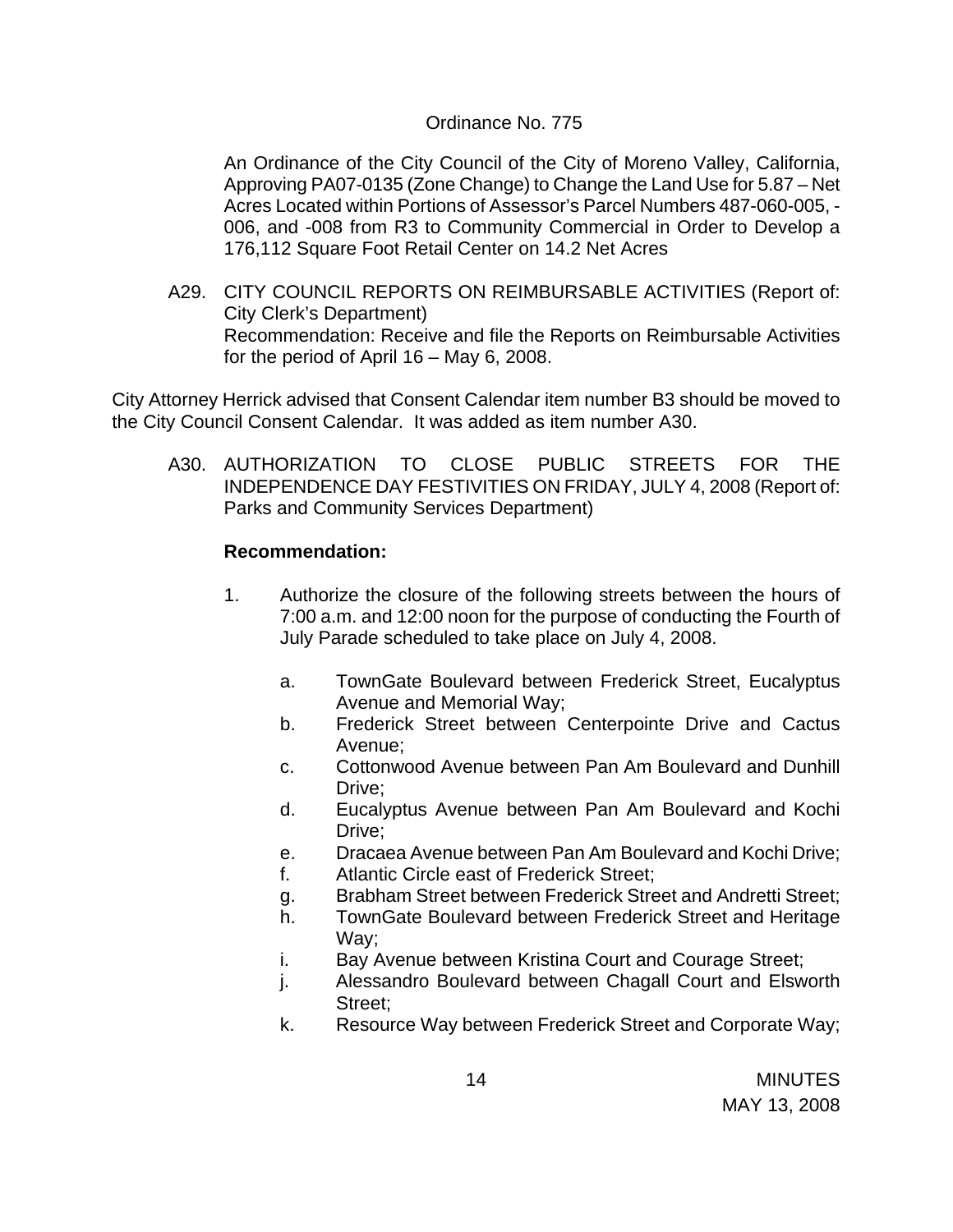Ordinance No. 775

An Ordinance of the City Council of the City of Moreno Valley, California, Approving PA07-0135 (Zone Change) to Change the Land Use for 5.87 – Net Acres Located within Portions of Assessor's Parcel Numbers 487-060-005, -006, and -008 from R3 to Community Commercial in Order to Develop a 176,112 Square Foot Retail Center on 14.2 Net Acres

A29. CITY COUNCIL REPORTS ON REIMBURSABLE ACTIVITIES (Report of: City Clerk's Department)
Recommendation: Receive and file the Reports on Reimbursable Activities for the period of April 16 – May 6, 2008.

City Attorney Herrick advised that Consent Calendar item number B3 should be moved to the City Council Consent Calendar. It was added as item number A30.

A30. AUTHORIZATION TO CLOSE PUBLIC STREETS FOR THE INDEPENDENCE DAY FESTIVITIES ON FRIDAY, JULY 4, 2008 (Report of: Parks and Community Services Department)

**Recommendation:**

1. Authorize the closure of the following streets between the hours of 7:00 a.m. and 12:00 noon for the purpose of conducting the Fourth of July Parade scheduled to take place on July 4, 2008.

   a. TownGate Boulevard between Frederick Street, Eucalyptus Avenue and Memorial Way;
   b. Frederick Street between Centerpointe Drive and Cactus Avenue;
   c. Cottonwood Avenue between Pan Am Boulevard and Dunhill Drive;
   d. Eucalyptus Avenue between Pan Am Boulevard and Kochi Drive;
   e. Dracaea Avenue between Pan Am Boulevard and Kochi Drive;
   f. Atlantic Circle east of Frederick Street;
   g. Brabham Street between Frederick Street and Andretti Street;
   h. TownGate Boulevard between Frederick Street and Heritage Way;
   i. Bay Avenue between Kristina Court and Courage Street;
   j. Alessandro Boulevard between Chagall Court and Elsworth Street;
   k. Resource Way between Frederick Street and Corporate Way;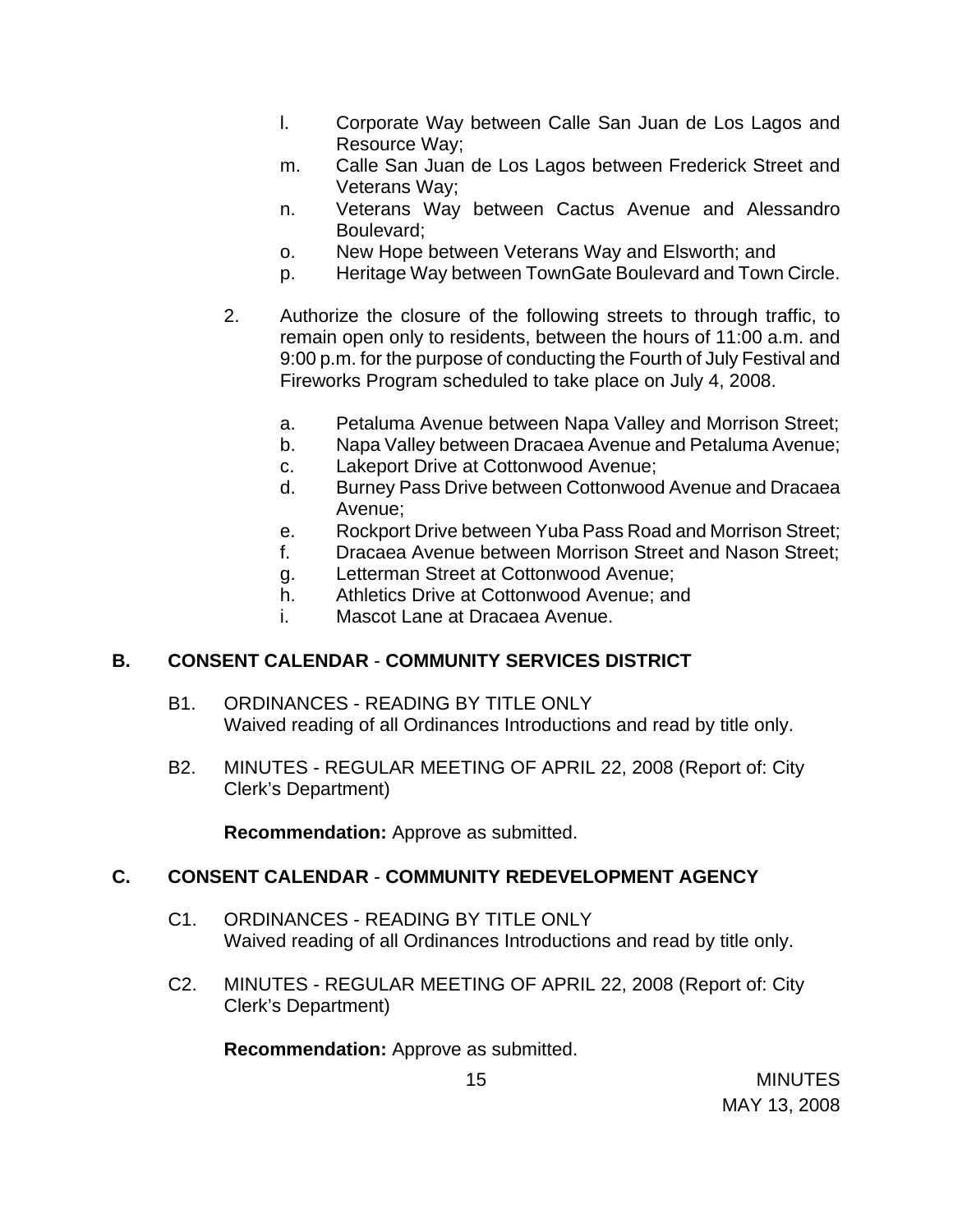l. Corporate Way between Calle San Juan de Los Lagos and Resource Way;
m. Calle San Juan de Los Lagos between Frederick Street and Veterans Way;
n. Veterans Way between Cactus Avenue and Alessandro Boulevard;
o. New Hope between Veterans Way and Elsworth; and
p. Heritage Way between TownGate Boulevard and Town Circle.

2. Authorize the closure of the following streets to through traffic, to remain open only to residents, between the hours of 11:00 a.m. and 9:00 p.m. for the purpose of conducting the Fourth of July Festival and Fireworks Program scheduled to take place on July 4, 2008.

   a. Petaluma Avenue between Napa Valley and Morrison Street;
   b. Napa Valley between Dracaea Avenue and Petaluma Avenue;
   c. Lakeport Drive at Cottonwood Avenue;
   d. Burney Pass Drive between Cottonwood Avenue and Dracaea Avenue;
   e. Rockport Drive between Yuba Pass Road and Morrison Street;
   f. Dracaea Avenue between Morrison Street and Nason Street;
   g. Letterman Street at Cottonwood Avenue;
   h. Athletics Drive at Cottonwood Avenue; and
   i. Mascot Lane at Dracaea Avenue.

## B. CONSENT CALENDAR - COMMUNITY SERVICES DISTRICT

B1. ORDINANCES - READING BY TITLE ONLY
Waived reading of all Ordinances Introductions and read by title only.

B2. MINUTES - REGULAR MEETING OF APRIL 22, 2008 (Report of: City Clerk's Department)

**Recommendation:** Approve as submitted.

## C. CONSENT CALENDAR - COMMUNITY REDEVELOPMENT AGENCY

C1. ORDINANCES - READING BY TITLE ONLY
Waived reading of all Ordinances Introductions and read by title only.

C2. MINUTES - REGULAR MEETING OF APRIL 22, 2008 (Report of: City Clerk's Department)

**Recommendation:** Approve as submitted.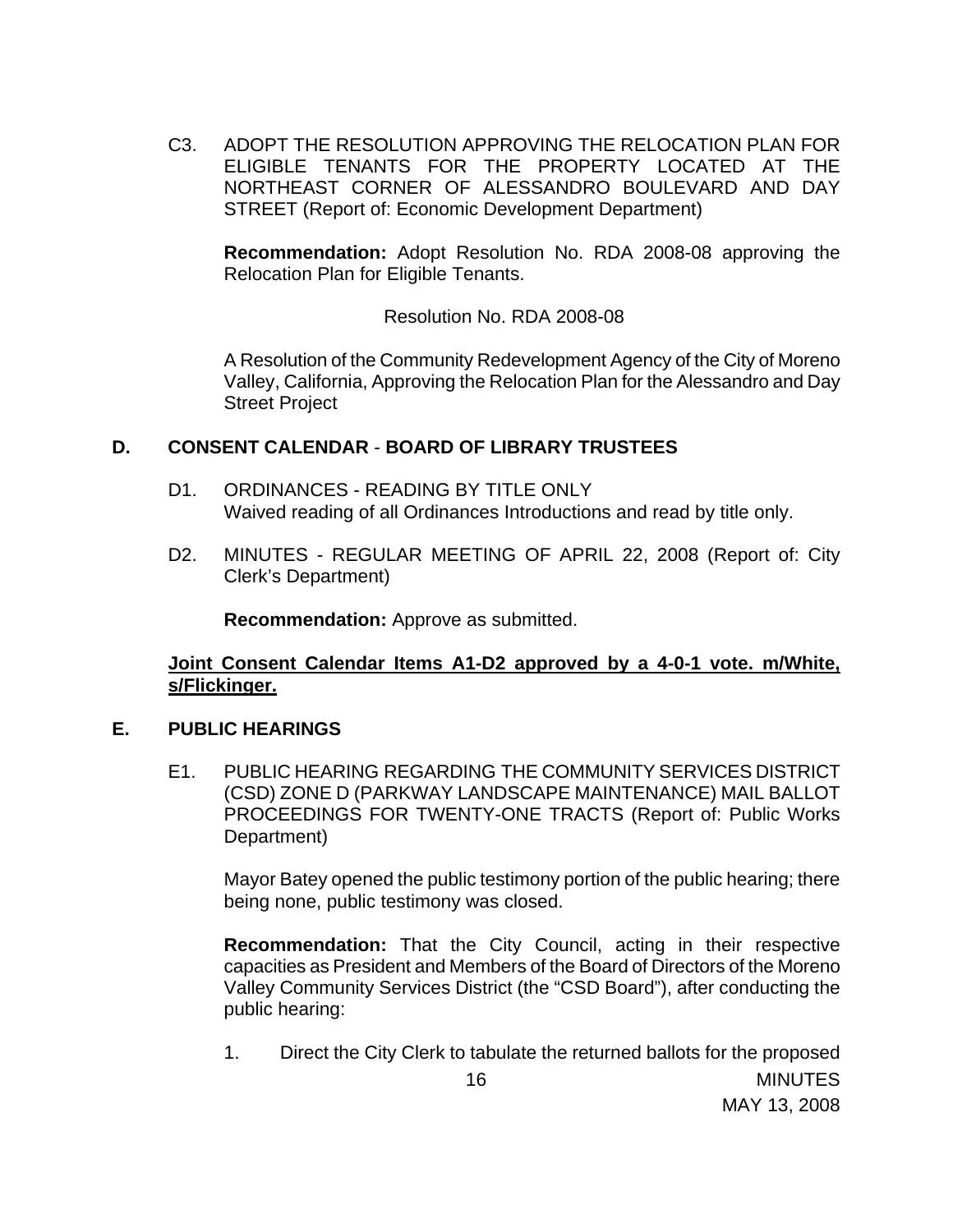C3. ADOPT THE RESOLUTION APPROVING THE RELOCATION PLAN FOR ELIGIBLE TENANTS FOR THE PROPERTY LOCATED AT THE NORTHEAST CORNER OF ALESSANDRO BOULEVARD AND DAY STREET (Report of: Economic Development Department)

**Recommendation:** Adopt Resolution No. RDA 2008-08 approving the Relocation Plan for Eligible Tenants.

Resolution No. RDA 2008-08

A Resolution of the Community Redevelopment Agency of the City of Moreno Valley, California, Approving the Relocation Plan for the Alessandro and Day Street Project

## D. CONSENT CALENDAR - BOARD OF LIBRARY TRUSTEES

D1. ORDINANCES - READING BY TITLE ONLY
Waived reading of all Ordinances Introductions and read by title only.

D2. MINUTES - REGULAR MEETING OF APRIL 22, 2008 (Report of: City Clerk's Department)

**Recommendation:** Approve as submitted.

**Joint Consent Calendar Items A1-D2 approved by a 4-0-1 vote. m/White, s/Flickinger.**

## E. PUBLIC HEARINGS

E1. PUBLIC HEARING REGARDING THE COMMUNITY SERVICES DISTRICT (CSD) ZONE D (PARKWAY LANDSCAPE MAINTENANCE) MAIL BALLOT PROCEEDINGS FOR TWENTY-ONE TRACTS (Report of: Public Works Department)

Mayor Batey opened the public testimony portion of the public hearing; there being none, public testimony was closed.

**Recommendation:** That the City Council, acting in their respective capacities as President and Members of the Board of Directors of the Moreno Valley Community Services District (the "CSD Board"), after conducting the public hearing:

1. Direct the City Clerk to tabulate the returned ballots for the proposed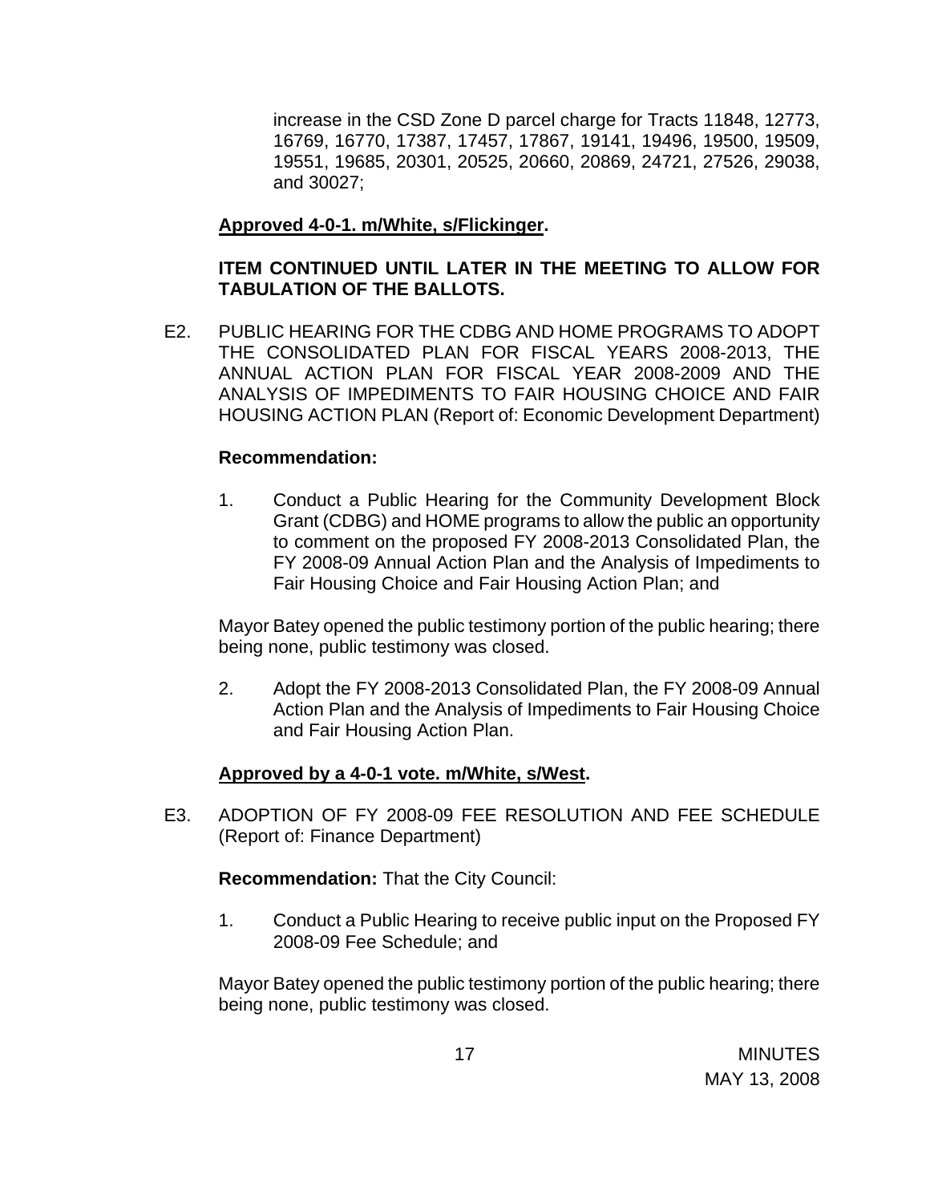increase in the CSD Zone D parcel charge for Tracts 11848, 12773, 16769, 16770, 17387, 17457, 17867, 19141, 19496, 19500, 19509, 19551, 19685, 20301, 20525, 20660, 20869, 24721, 27526, 29038, and 30027;

**Approved 4-0-1. m/White, s/Flickinger.**

**ITEM CONTINUED UNTIL LATER IN THE MEETING TO ALLOW FOR TABULATION OF THE BALLOTS.**

E2. PUBLIC HEARING FOR THE CDBG AND HOME PROGRAMS TO ADOPT THE CONSOLIDATED PLAN FOR FISCAL YEARS 2008-2013, THE ANNUAL ACTION PLAN FOR FISCAL YEAR 2008-2009 AND THE ANALYSIS OF IMPEDIMENTS TO FAIR HOUSING CHOICE AND FAIR HOUSING ACTION PLAN (Report of: Economic Development Department)

**Recommendation:**

1. Conduct a Public Hearing for the Community Development Block Grant (CDBG) and HOME programs to allow the public an opportunity to comment on the proposed FY 2008-2013 Consolidated Plan, the FY 2008-09 Annual Action Plan and the Analysis of Impediments to Fair Housing Choice and Fair Housing Action Plan; and

Mayor Batey opened the public testimony portion of the public hearing; there being none, public testimony was closed.

2. Adopt the FY 2008-2013 Consolidated Plan, the FY 2008-09 Annual Action Plan and the Analysis of Impediments to Fair Housing Choice and Fair Housing Action Plan.

**Approved by a 4-0-1 vote. m/White, s/West.**

E3. ADOPTION OF FY 2008-09 FEE RESOLUTION AND FEE SCHEDULE (Report of: Finance Department)

**Recommendation:** That the City Council:

1. Conduct a Public Hearing to receive public input on the Proposed FY 2008-09 Fee Schedule; and

Mayor Batey opened the public testimony portion of the public hearing; there being none, public testimony was closed.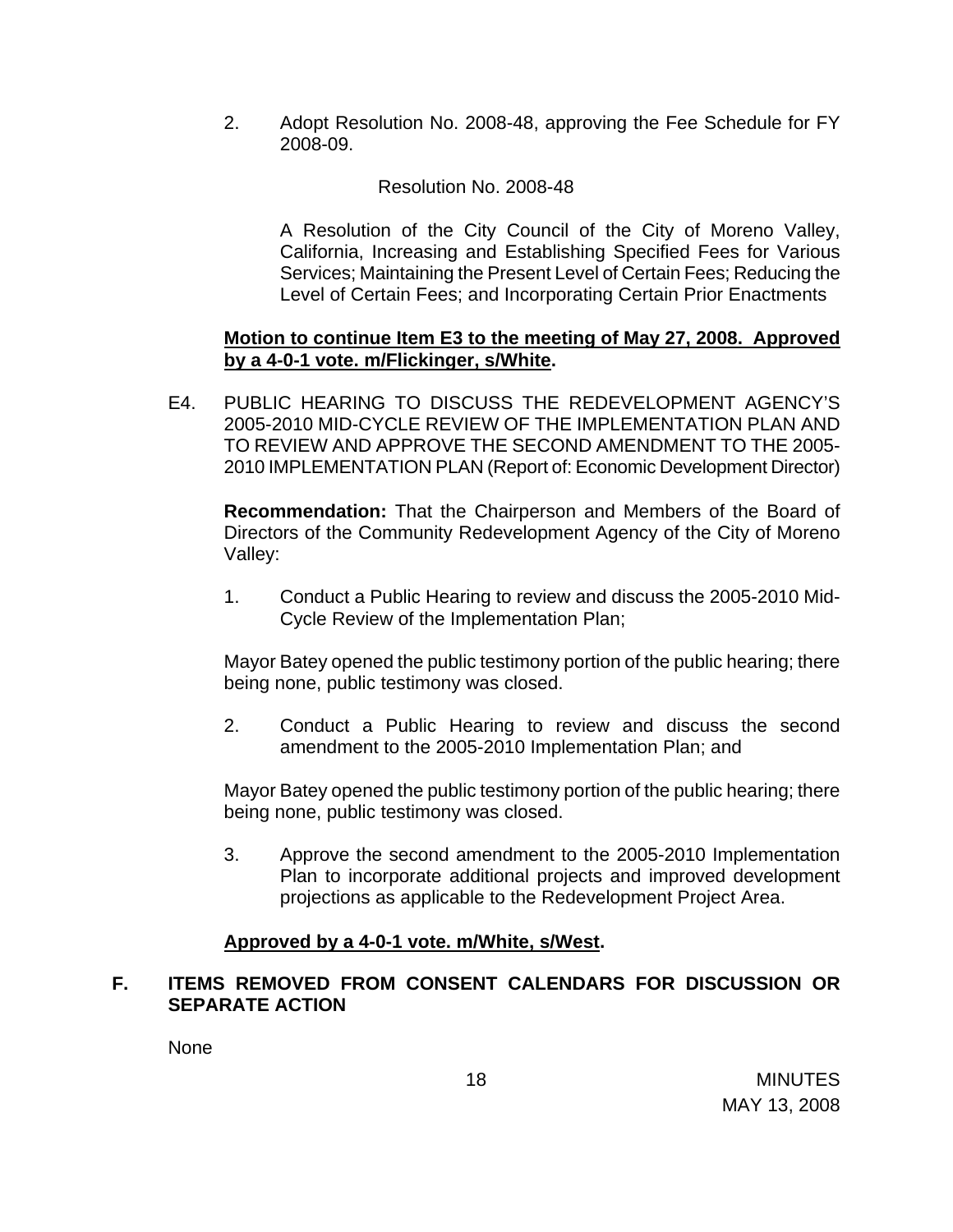2. Adopt Resolution No. 2008-48, approving the Fee Schedule for FY 2008-09.

Resolution No. 2008-48

A Resolution of the City Council of the City of Moreno Valley, California, Increasing and Establishing Specified Fees for Various Services; Maintaining the Present Level of Certain Fees; Reducing the Level of Certain Fees; and Incorporating Certain Prior Enactments

**Motion to continue Item E3 to the meeting of May 27, 2008. Approved by a 4-0-1 vote. m/Flickinger, s/White.**

E4. PUBLIC HEARING TO DISCUSS THE REDEVELOPMENT AGENCY'S 2005-2010 MID-CYCLE REVIEW OF THE IMPLEMENTATION PLAN AND TO REVIEW AND APPROVE THE SECOND AMENDMENT TO THE 2005-2010 IMPLEMENTATION PLAN (Report of: Economic Development Director)

**Recommendation:** That the Chairperson and Members of the Board of Directors of the Community Redevelopment Agency of the City of Moreno Valley:

1. Conduct a Public Hearing to review and discuss the 2005-2010 Mid-Cycle Review of the Implementation Plan;

Mayor Batey opened the public testimony portion of the public hearing; there being none, public testimony was closed.

2. Conduct a Public Hearing to review and discuss the second amendment to the 2005-2010 Implementation Plan; and

Mayor Batey opened the public testimony portion of the public hearing; there being none, public testimony was closed.

3. Approve the second amendment to the 2005-2010 Implementation Plan to incorporate additional projects and improved development projections as applicable to the Redevelopment Project Area.

**Approved by a 4-0-1 vote. m/White, s/West.**

## F. ITEMS REMOVED FROM CONSENT CALENDARS FOR DISCUSSION OR SEPARATE ACTION

None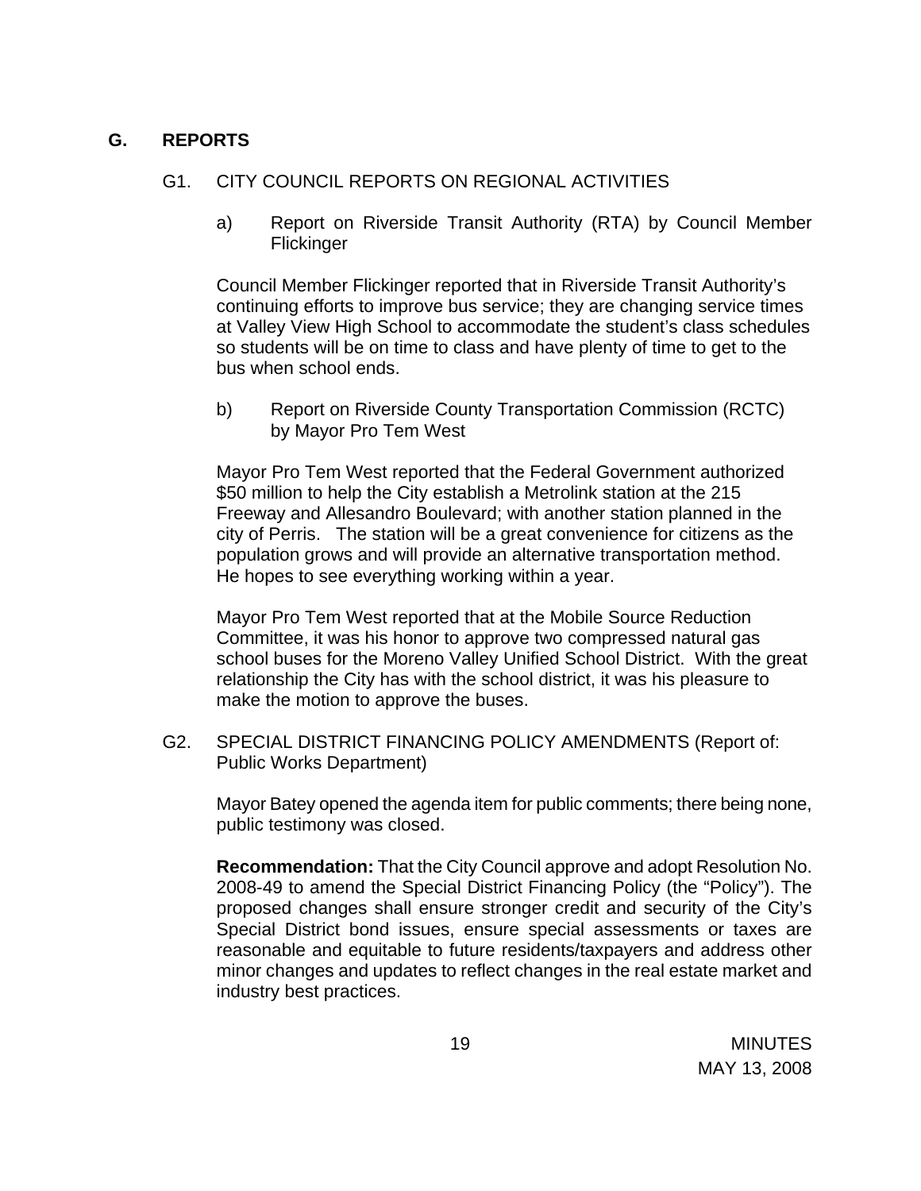## G. REPORTS

### G1. CITY COUNCIL REPORTS ON REGIONAL ACTIVITIES

a) Report on Riverside Transit Authority (RTA) by Council Member Flickinger

Council Member Flickinger reported that in Riverside Transit Authority's continuing efforts to improve bus service; they are changing service times at Valley View High School to accommodate the student's class schedules so students will be on time to class and have plenty of time to get to the bus when school ends.

b) Report on Riverside County Transportation Commission (RCTC) by Mayor Pro Tem West

Mayor Pro Tem West reported that the Federal Government authorized $50 million to help the City establish a Metrolink station at the 215 Freeway and Allesandro Boulevard; with another station planned in the city of Perris. The station will be a great convenience for citizens as the population grows and will provide an alternative transportation method. He hopes to see everything working within a year.

Mayor Pro Tem West reported that at the Mobile Source Reduction Committee, it was his honor to approve two compressed natural gas school buses for the Moreno Valley Unified School District. With the great relationship the City has with the school district, it was his pleasure to make the motion to approve the buses.

### G2. SPECIAL DISTRICT FINANCING POLICY AMENDMENTS (Report of: Public Works Department)

Mayor Batey opened the agenda item for public comments; there being none, public testimony was closed.

**Recommendation:** That the City Council approve and adopt Resolution No. 2008-49 to amend the Special District Financing Policy (the "Policy"). The proposed changes shall ensure stronger credit and security of the City's Special District bond issues, ensure special assessments or taxes are reasonable and equitable to future residents/taxpayers and address other minor changes and updates to reflect changes in the real estate market and industry best practices.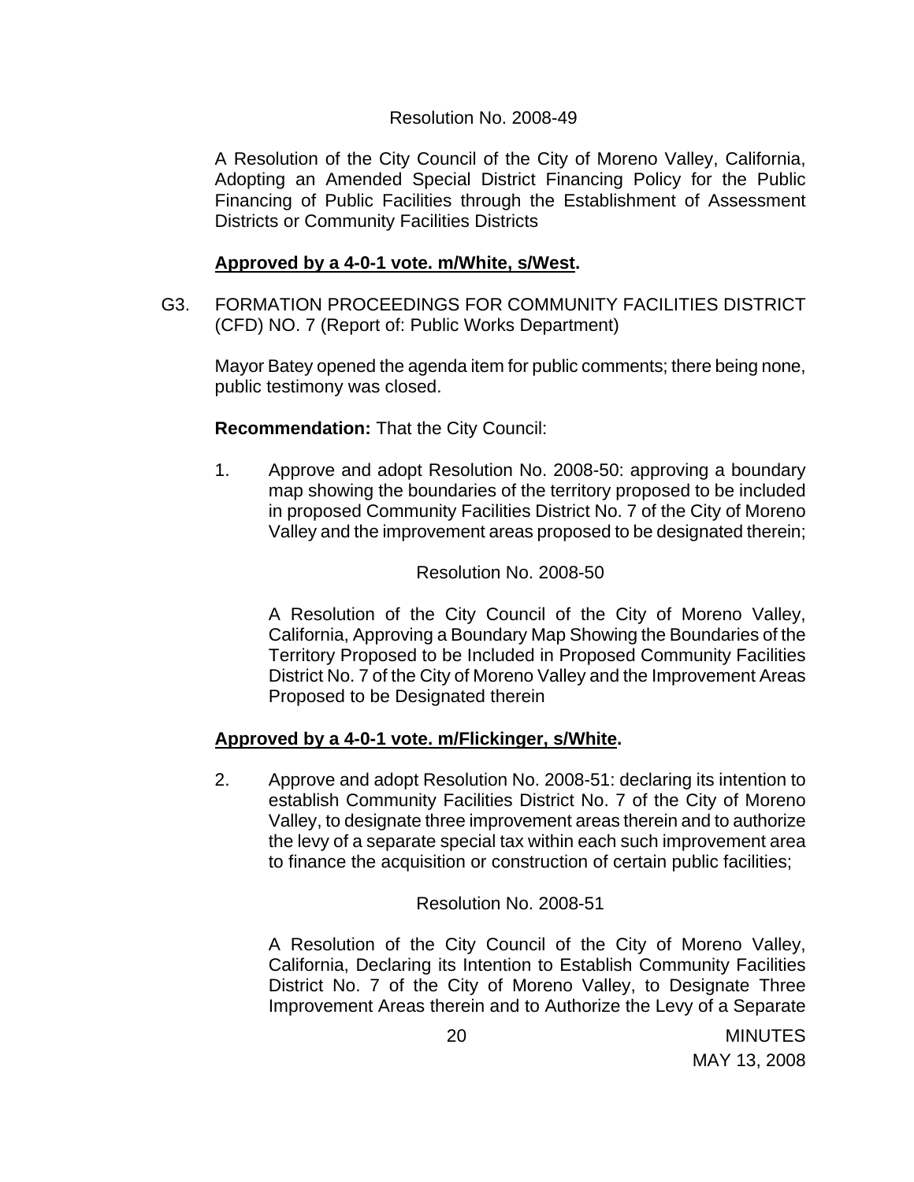Resolution No. 2008-49

A Resolution of the City Council of the City of Moreno Valley, California, Adopting an Amended Special District Financing Policy for the Public Financing of Public Facilities through the Establishment of Assessment Districts or Community Facilities Districts

**Approved by a 4-0-1 vote. m/White, s/West.**

G3. FORMATION PROCEEDINGS FOR COMMUNITY FACILITIES DISTRICT (CFD) NO. 7 (Report of: Public Works Department)

Mayor Batey opened the agenda item for public comments; there being none, public testimony was closed.

**Recommendation:** That the City Council:

1. Approve and adopt Resolution No. 2008-50: approving a boundary map showing the boundaries of the territory proposed to be included in proposed Community Facilities District No. 7 of the City of Moreno Valley and the improvement areas proposed to be designated therein;

   Resolution No. 2008-50

   A Resolution of the City Council of the City of Moreno Valley, California, Approving a Boundary Map Showing the Boundaries of the Territory Proposed to be Included in Proposed Community Facilities District No. 7 of the City of Moreno Valley and the Improvement Areas Proposed to be Designated therein

**Approved by a 4-0-1 vote. m/Flickinger, s/White.**

2. Approve and adopt Resolution No. 2008-51: declaring its intention to establish Community Facilities District No. 7 of the City of Moreno Valley, to designate three improvement areas therein and to authorize the levy of a separate special tax within each such improvement area to finance the acquisition or construction of certain public facilities;

   Resolution No. 2008-51

   A Resolution of the City Council of the City of Moreno Valley, California, Declaring its Intention to Establish Community Facilities District No. 7 of the City of Moreno Valley, to Designate Three Improvement Areas therein and to Authorize the Levy of a Separate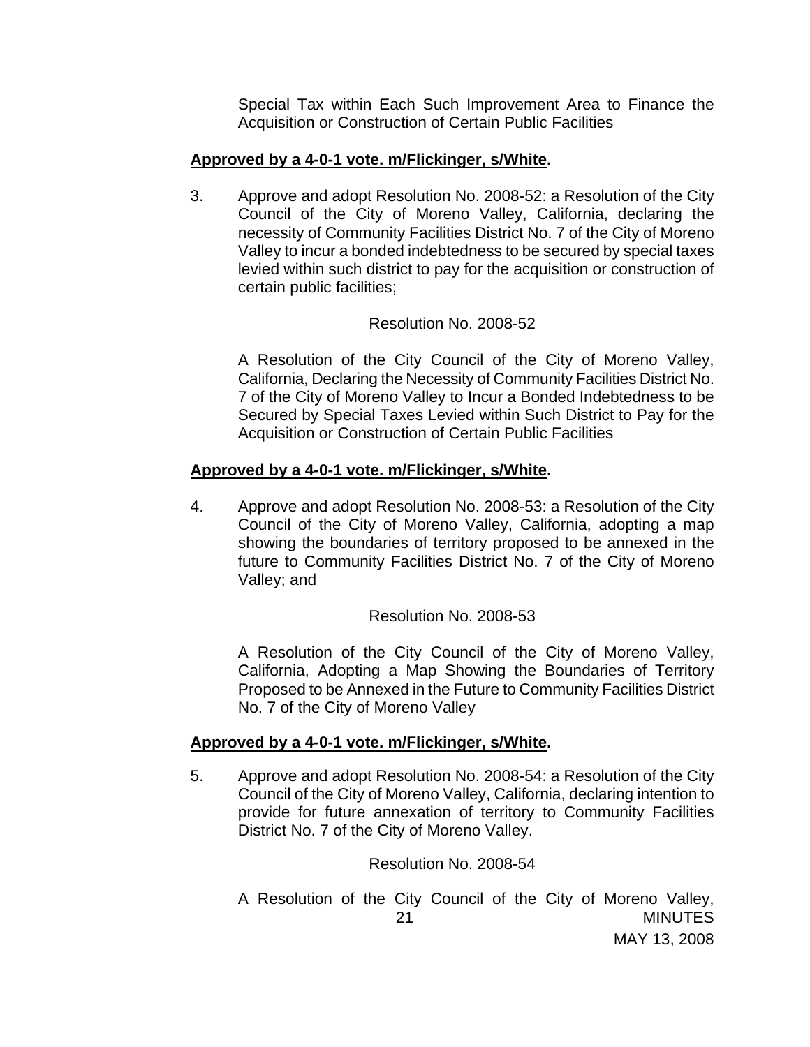Special Tax within Each Such Improvement Area to Finance the Acquisition or Construction of Certain Public Facilities

**Approved by a 4-0-1 vote. m/Flickinger, s/White.**

3. Approve and adopt Resolution No. 2008-52: a Resolution of the City Council of the City of Moreno Valley, California, declaring the necessity of Community Facilities District No. 7 of the City of Moreno Valley to incur a bonded indebtedness to be secured by special taxes levied within such district to pay for the acquisition or construction of certain public facilities;

   Resolution No. 2008-52

   A Resolution of the City Council of the City of Moreno Valley, California, Declaring the Necessity of Community Facilities District No. 7 of the City of Moreno Valley to Incur a Bonded Indebtedness to be Secured by Special Taxes Levied within Such District to Pay for the Acquisition or Construction of Certain Public Facilities

**Approved by a 4-0-1 vote. m/Flickinger, s/White.**

4. Approve and adopt Resolution No. 2008-53: a Resolution of the City Council of the City of Moreno Valley, California, adopting a map showing the boundaries of territory proposed to be annexed in the future to Community Facilities District No. 7 of the City of Moreno Valley; and

   Resolution No. 2008-53

   A Resolution of the City Council of the City of Moreno Valley, California, Adopting a Map Showing the Boundaries of Territory Proposed to be Annexed in the Future to Community Facilities District No. 7 of the City of Moreno Valley

**Approved by a 4-0-1 vote. m/Flickinger, s/White.**

5. Approve and adopt Resolution No. 2008-54: a Resolution of the City Council of the City of Moreno Valley, California, declaring intention to provide for future annexation of territory to Community Facilities District No. 7 of the City of Moreno Valley.

   Resolution No. 2008-54

   A Resolution of the City Council of the City of Moreno Valley,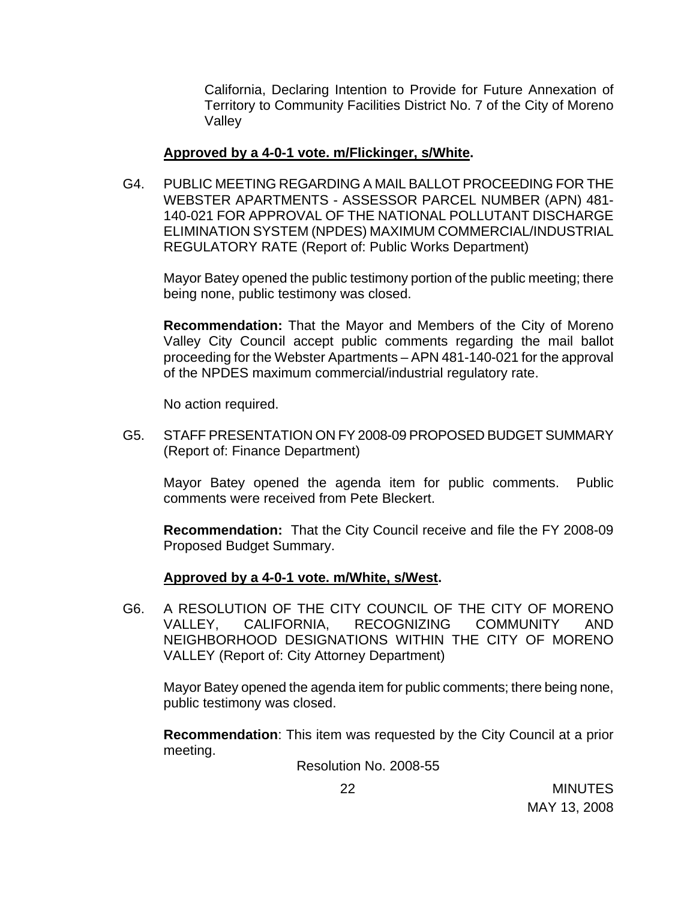California, Declaring Intention to Provide for Future Annexation of Territory to Community Facilities District No. 7 of the City of Moreno Valley

**Approved by a 4-0-1 vote. m/Flickinger, s/White.**

G4. PUBLIC MEETING REGARDING A MAIL BALLOT PROCEEDING FOR THE WEBSTER APARTMENTS - ASSESSOR PARCEL NUMBER (APN) 481-140-021 FOR APPROVAL OF THE NATIONAL POLLUTANT DISCHARGE ELIMINATION SYSTEM (NPDES) MAXIMUM COMMERCIAL/INDUSTRIAL REGULATORY RATE (Report of: Public Works Department)

Mayor Batey opened the public testimony portion of the public meeting; there being none, public testimony was closed.

**Recommendation:** That the Mayor and Members of the City of Moreno Valley City Council accept public comments regarding the mail ballot proceeding for the Webster Apartments – APN 481-140-021 for the approval of the NPDES maximum commercial/industrial regulatory rate.

No action required.

G5. STAFF PRESENTATION ON FY 2008-09 PROPOSED BUDGET SUMMARY (Report of: Finance Department)

Mayor Batey opened the agenda item for public comments. Public comments were received from Pete Bleckert.

**Recommendation:** That the City Council receive and file the FY 2008-09 Proposed Budget Summary.

**Approved by a 4-0-1 vote. m/White, s/West.**

G6. A RESOLUTION OF THE CITY COUNCIL OF THE CITY OF MORENO VALLEY, CALIFORNIA, RECOGNIZING COMMUNITY AND NEIGHBORHOOD DESIGNATIONS WITHIN THE CITY OF MORENO VALLEY (Report of: City Attorney Department)

Mayor Batey opened the agenda item for public comments; there being none, public testimony was closed.

**Recommendation**: This item was requested by the City Council at a prior meeting.

Resolution No. 2008-55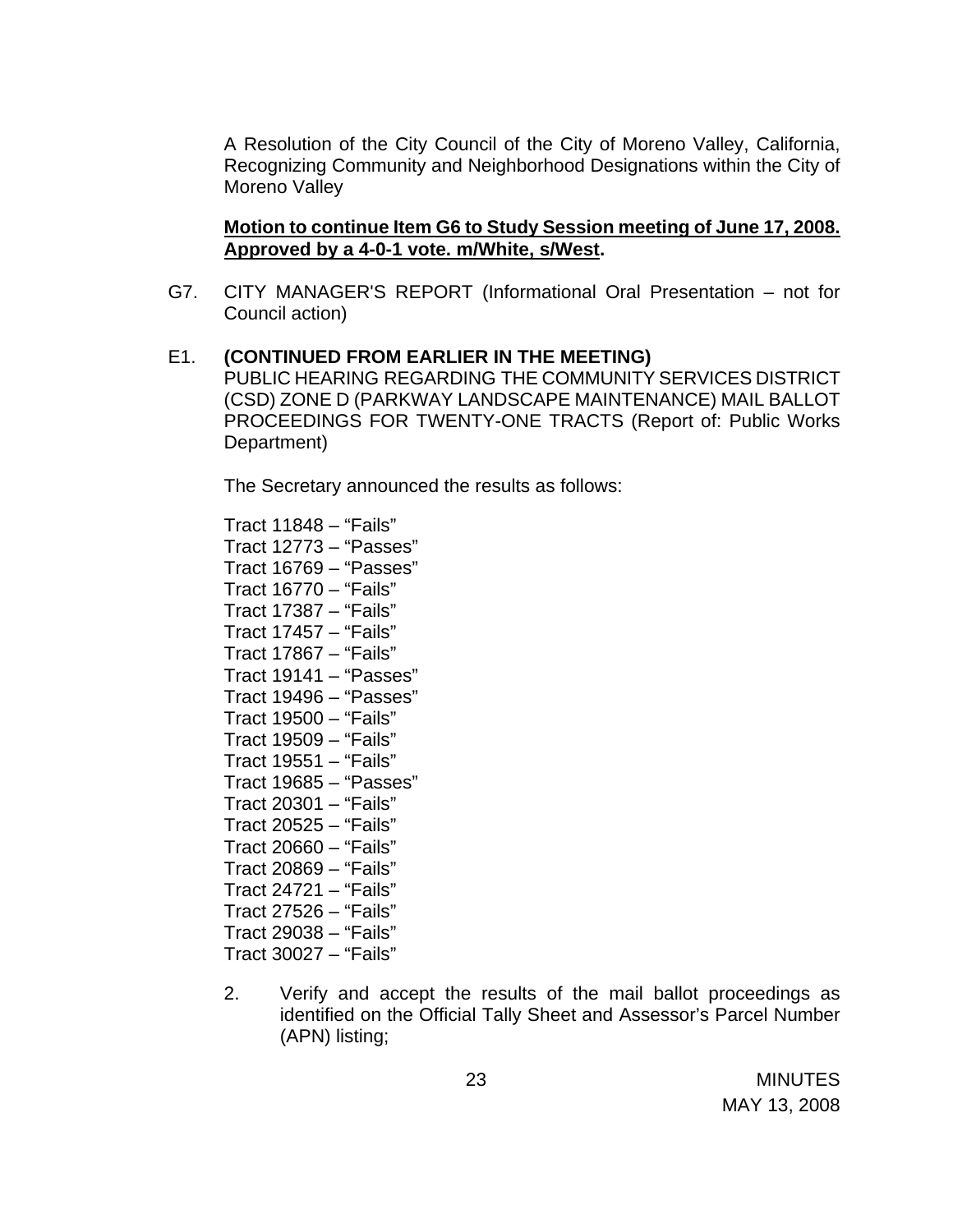A Resolution of the City Council of the City of Moreno Valley, California, Recognizing Community and Neighborhood Designations within the City of Moreno Valley

**Motion to continue Item G6 to Study Session meeting of June 17, 2008. Approved by a 4-0-1 vote. m/White, s/West.**

G7. CITY MANAGER'S REPORT (Informational Oral Presentation – not for Council action)

E1. **(CONTINUED FROM EARLIER IN THE MEETING)**
PUBLIC HEARING REGARDING THE COMMUNITY SERVICES DISTRICT (CSD) ZONE D (PARKWAY LANDSCAPE MAINTENANCE) MAIL BALLOT PROCEEDINGS FOR TWENTY-ONE TRACTS (Report of: Public Works Department)

The Secretary announced the results as follows:

Tract 11848 – "Fails"
Tract 12773 – "Passes"
Tract 16769 – "Passes"
Tract 16770 – "Fails"
Tract 17387 – "Fails"
Tract 17457 – "Fails"
Tract 17867 – "Fails"
Tract 19141 – "Passes"
Tract 19496 – "Passes"
Tract 19500 – "Fails"
Tract 19509 – "Fails"
Tract 19551 – "Fails"
Tract 19685 – "Passes"
Tract 20301 – "Fails"
Tract 20525 – "Fails"
Tract 20660 – "Fails"
Tract 20869 – "Fails"
Tract 24721 – "Fails"
Tract 27526 – "Fails"
Tract 29038 – "Fails"
Tract 30027 – "Fails"

2. Verify and accept the results of the mail ballot proceedings as identified on the Official Tally Sheet and Assessor's Parcel Number (APN) listing;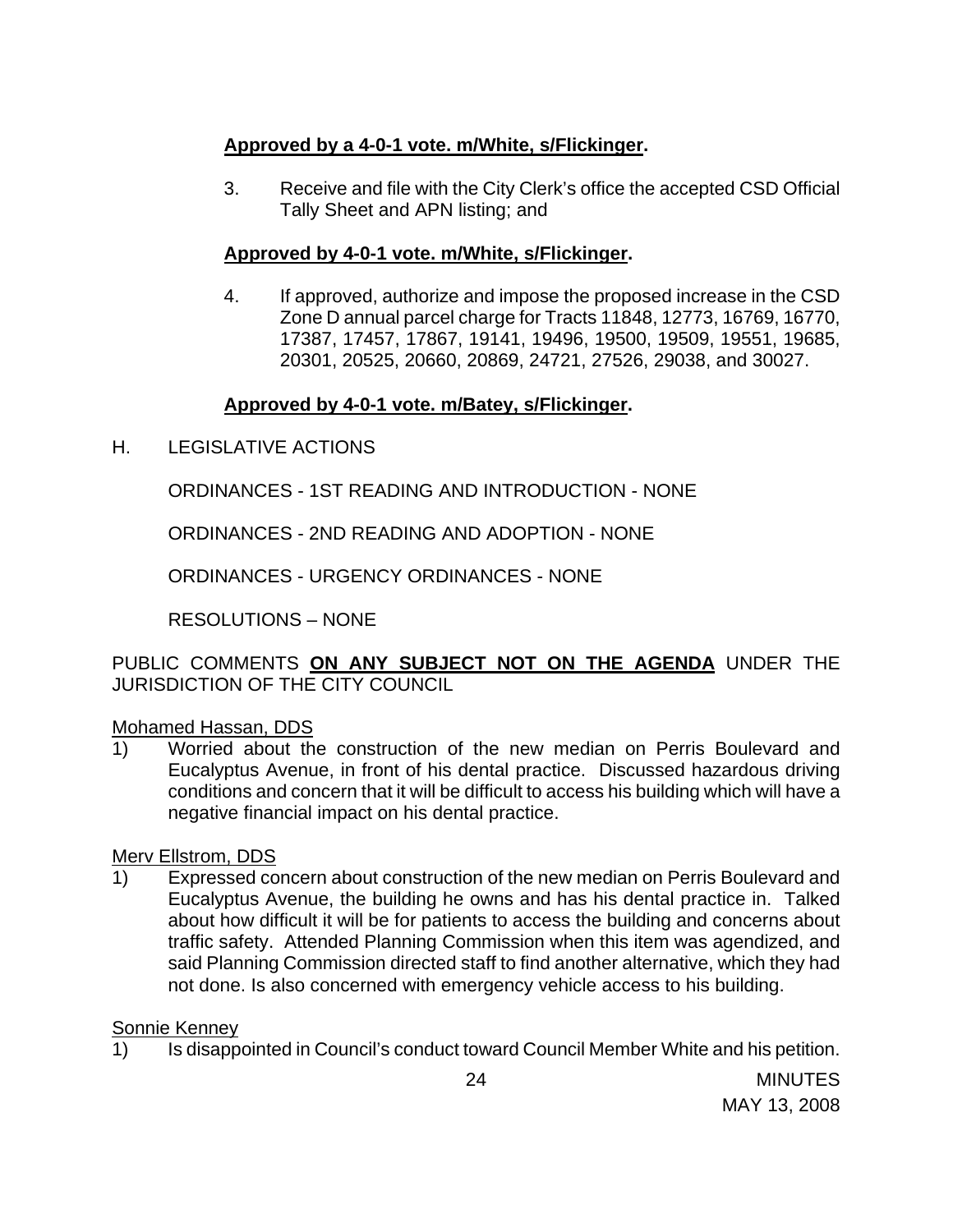**Approved by a 4-0-1 vote. m/White, s/Flickinger.**

3. Receive and file with the City Clerk's office the accepted CSD Official Tally Sheet and APN listing; and

**Approved by 4-0-1 vote. m/White, s/Flickinger.**

4. If approved, authorize and impose the proposed increase in the CSD Zone D annual parcel charge for Tracts 11848, 12773, 16769, 16770, 17387, 17457, 17867, 19141, 19496, 19500, 19509, 19551, 19685, 20301, 20525, 20660, 20869, 24721, 27526, 29038, and 30027.

**Approved by 4-0-1 vote. m/Batey, s/Flickinger.**

H. LEGISLATIVE ACTIONS

ORDINANCES - 1ST READING AND INTRODUCTION - NONE

ORDINANCES - 2ND READING AND ADOPTION - NONE

ORDINANCES - URGENCY ORDINANCES - NONE

RESOLUTIONS – NONE

PUBLIC COMMENTS **ON ANY SUBJECT NOT ON THE AGENDA** UNDER THE JURISDICTION OF THE CITY COUNCIL

Mohamed Hassan, DDS

1) Worried about the construction of the new median on Perris Boulevard and Eucalyptus Avenue, in front of his dental practice. Discussed hazardous driving conditions and concern that it will be difficult to access his building which will have a negative financial impact on his dental practice.

Merv Ellstrom, DDS

1) Expressed concern about construction of the new median on Perris Boulevard and Eucalyptus Avenue, the building he owns and has his dental practice in. Talked about how difficult it will be for patients to access the building and concerns about traffic safety. Attended Planning Commission when this item was agendized, and said Planning Commission directed staff to find another alternative, which they had not done. Is also concerned with emergency vehicle access to his building.

Sonnie Kenney

1) Is disappointed in Council's conduct toward Council Member White and his petition.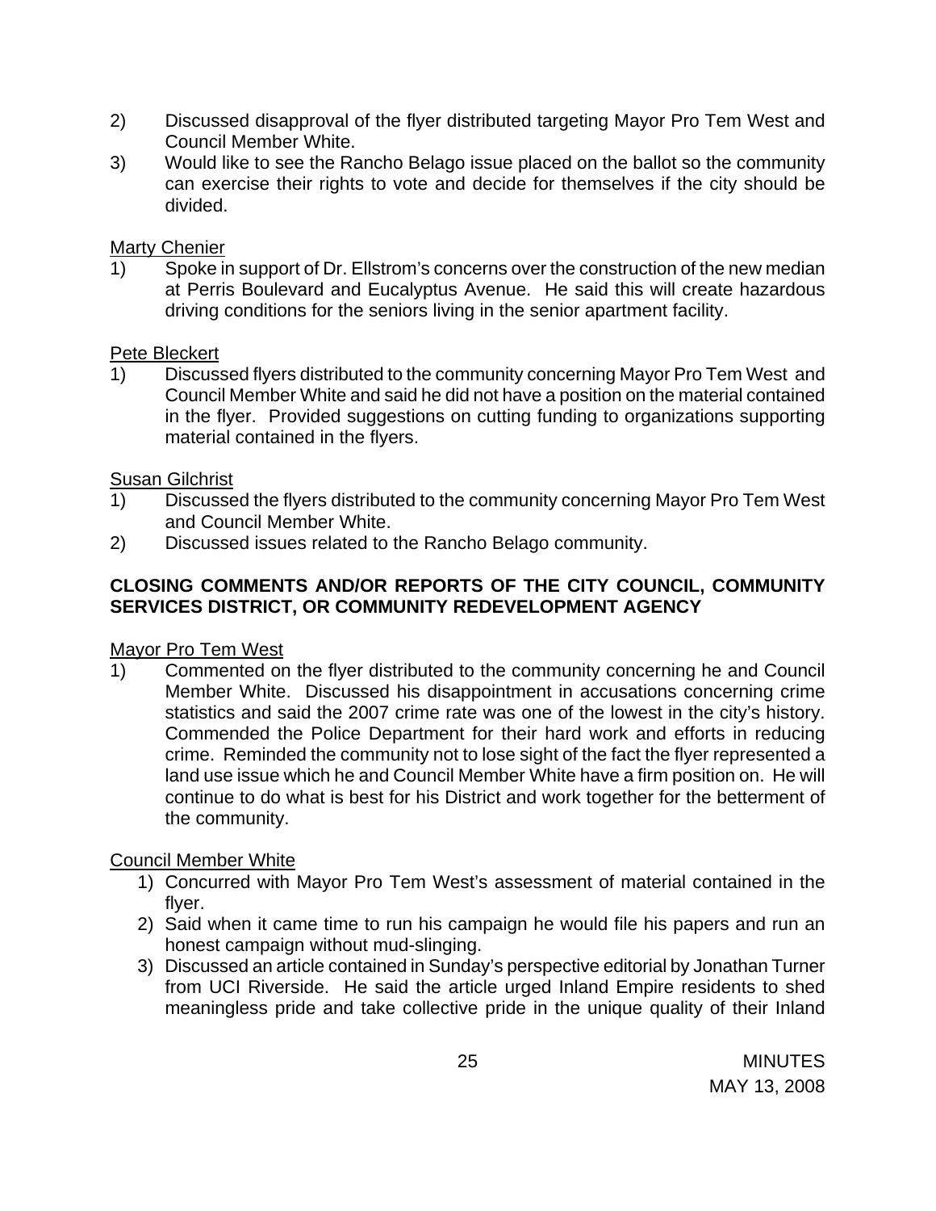2) Discussed disapproval of the flyer distributed targeting Mayor Pro Tem West and Council Member White.
3) Would like to see the Rancho Belago issue placed on the ballot so the community can exercise their rights to vote and decide for themselves if the city should be divided.

<u>Marty Chenier</u>

1) Spoke in support of Dr. Ellstrom's concerns over the construction of the new median at Perris Boulevard and Eucalyptus Avenue. He said this will create hazardous driving conditions for the seniors living in the senior apartment facility.

<u>Pete Bleckert</u>

1) Discussed flyers distributed to the community concerning Mayor Pro Tem West and Council Member White and said he did not have a position on the material contained in the flyer. Provided suggestions on cutting funding to organizations supporting material contained in the flyers.

<u>Susan Gilchrist</u>

1) Discussed the flyers distributed to the community concerning Mayor Pro Tem West and Council Member White.
2) Discussed issues related to the Rancho Belago community.

**CLOSING COMMENTS AND/OR REPORTS OF THE CITY COUNCIL, COMMUNITY SERVICES DISTRICT, OR COMMUNITY REDEVELOPMENT AGENCY**

<u>Mayor Pro Tem West</u>

1) Commented on the flyer distributed to the community concerning he and Council Member White. Discussed his disappointment in accusations concerning crime statistics and said the 2007 crime rate was one of the lowest in the city's history. Commended the Police Department for their hard work and efforts in reducing crime. Reminded the community not to lose sight of the fact the flyer represented a land use issue which he and Council Member White have a firm position on. He will continue to do what is best for his District and work together for the betterment of the community.

<u>Council Member White</u>

1) Concurred with Mayor Pro Tem West's assessment of material contained in the flyer.
2) Said when it came time to run his campaign he would file his papers and run an honest campaign without mud-slinging.
3) Discussed an article contained in Sunday's perspective editorial by Jonathan Turner from UCI Riverside. He said the article urged Inland Empire residents to shed meaningless pride and take collective pride in the unique quality of their Inland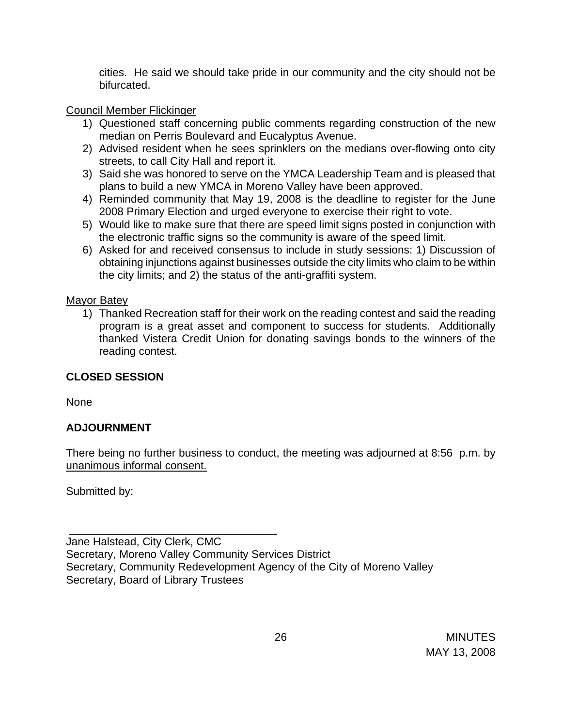cities. He said we should take pride in our community and the city should not be bifurcated.

Council Member Flickinger

1) Questioned staff concerning public comments regarding construction of the new median on Perris Boulevard and Eucalyptus Avenue.
2) Advised resident when he sees sprinklers on the medians over-flowing onto city streets, to call City Hall and report it.
3) Said she was honored to serve on the YMCA Leadership Team and is pleased that plans to build a new YMCA in Moreno Valley have been approved.
4) Reminded community that May 19, 2008 is the deadline to register for the June 2008 Primary Election and urged everyone to exercise their right to vote.
5) Would like to make sure that there are speed limit signs posted in conjunction with the electronic traffic signs so the community is aware of the speed limit.
6) Asked for and received consensus to include in study sessions: 1) Discussion of obtaining injunctions against businesses outside the city limits who claim to be within the city limits; and 2) the status of the anti-graffiti system.

Mayor Batey

1) Thanked Recreation staff for their work on the reading contest and said the reading program is a great asset and component to success for students. Additionally thanked Vistera Credit Union for donating savings bonds to the winners of the reading contest.

**CLOSED SESSION**

None

**ADJOURNMENT**

There being no further business to conduct, the meeting was adjourned at 8:56 p.m. by unanimous informal consent.

Submitted by:

\_\_\_\_\_\_\_\_\_\_\_\_\_\_\_\_\_\_\_\_\_\_\_\_\_\_\_\_\_\_\_\_\_\_\_

Jane Halstead, City Clerk, CMC
Secretary, Moreno Valley Community Services District
Secretary, Community Redevelopment Agency of the City of Moreno Valley
Secretary, Board of Library Trustees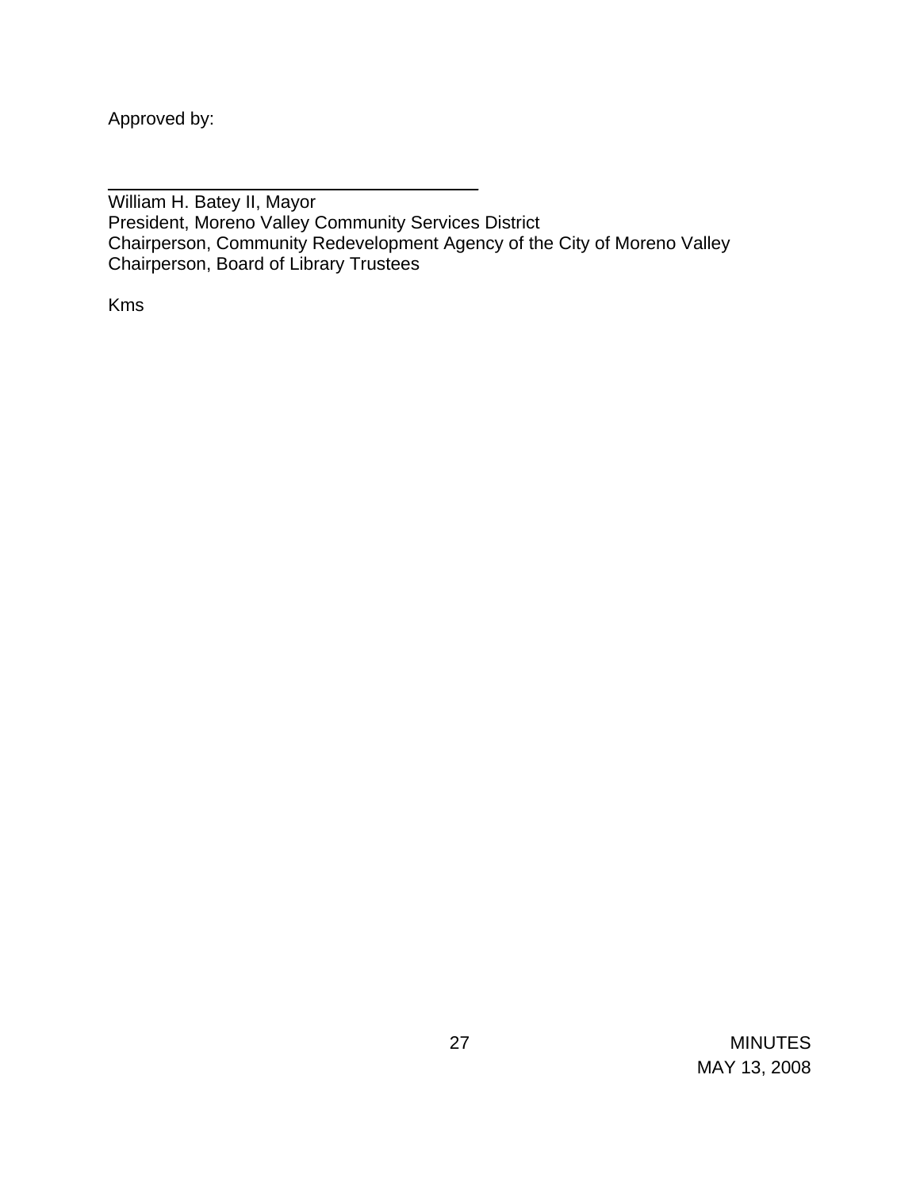Approved by:

\_\_\_\_\_\_\_\_\_\_\_\_\_\_\_\_\_\_\_\_\_\_\_\_\_\_\_\_\_\_\_\_\_\_\_\_

William H. Batey II, Mayor
President, Moreno Valley Community Services District
Chairperson, Community Redevelopment Agency of the City of Moreno Valley
Chairperson, Board of Library Trustees

Kms